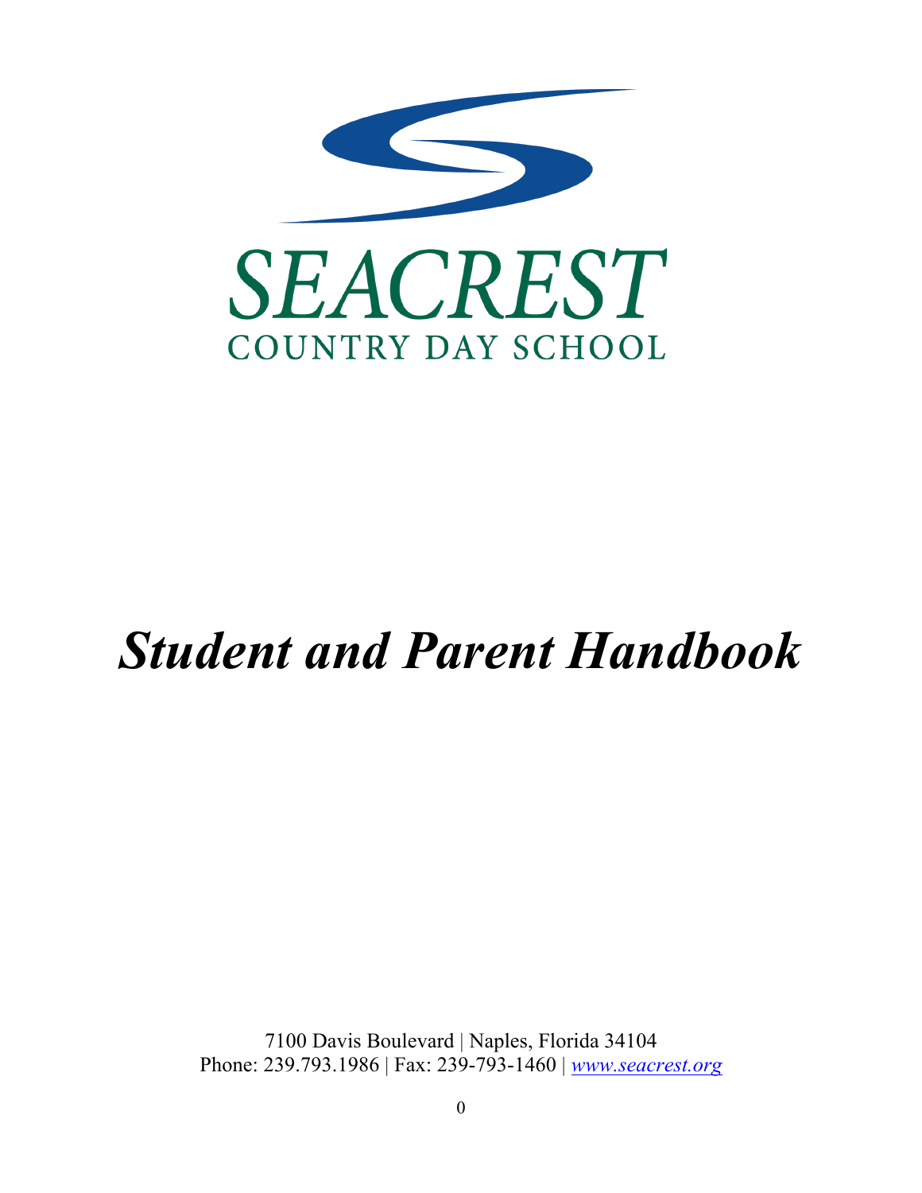SEACREST

COUNTRY DAY SCHOOL

# *Student and Parent Handbook*

7100 Davis Boulevard | Naples, Florida 34104
Phone: 239.793.1986 | Fax: 239-793-1460 | *www.seacrest.org*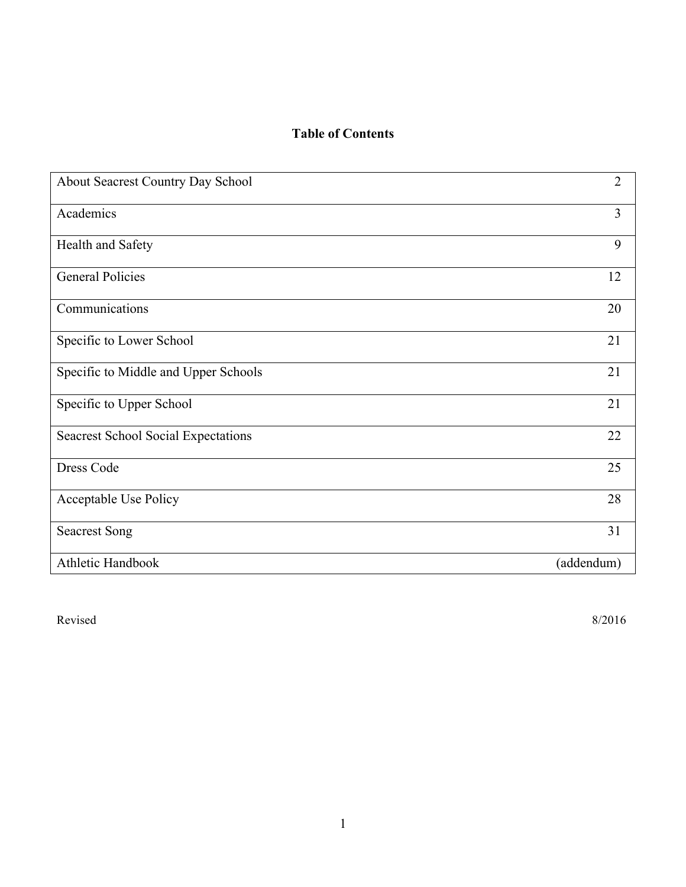# Table of Contents

| About Seacrest Country Day School | 2 |
|---|---|
| Academics | 3 |
| Health and Safety | 9 |
| General Policies | 12 |
| Communications | 20 |
| Specific to Lower School | 21 |
| Specific to Middle and Upper Schools | 21 |
| Specific to Upper School | 21 |
| Seacrest School Social Expectations | 22 |
| Dress Code | 25 |
| Acceptable Use Policy | 28 |
| Seacrest Song | 31 |
| Athletic Handbook | (addendum) |

Revised 8/2016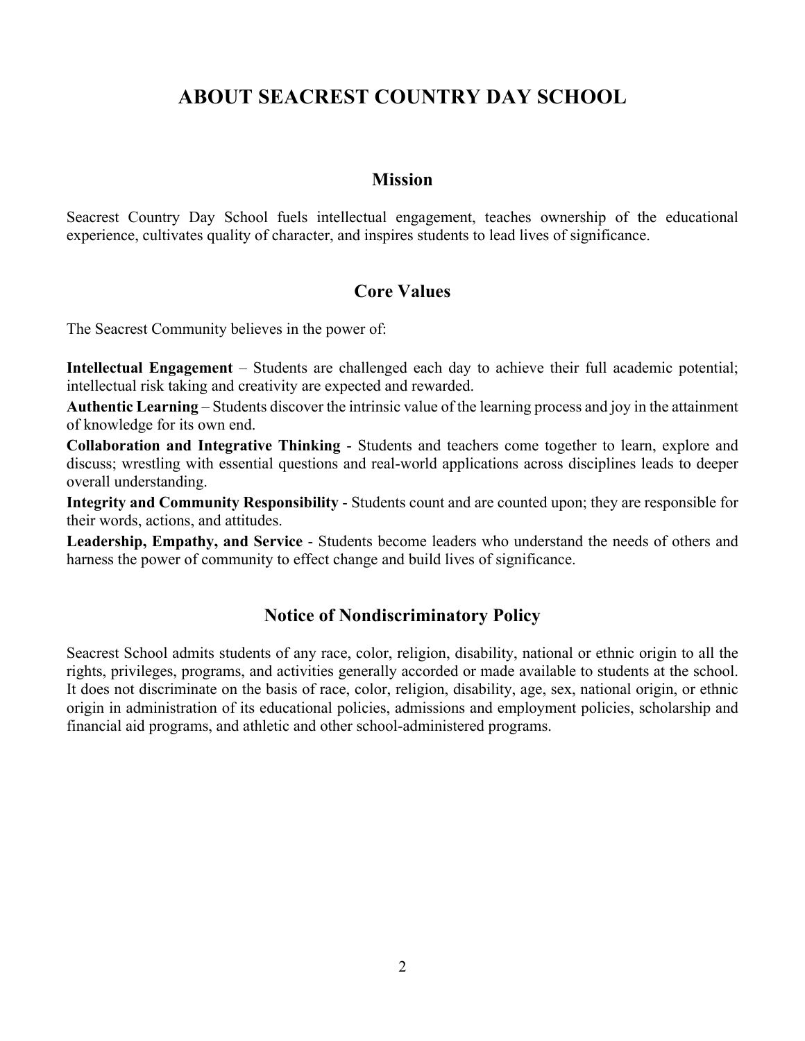# ABOUT SEACREST COUNTRY DAY SCHOOL

## Mission

Seacrest Country Day School fuels intellectual engagement, teaches ownership of the educational experience, cultivates quality of character, and inspires students to lead lives of significance.

## Core Values

The Seacrest Community believes in the power of:

**Intellectual Engagement** – Students are challenged each day to achieve their full academic potential; intellectual risk taking and creativity are expected and rewarded.

**Authentic Learning** – Students discover the intrinsic value of the learning process and joy in the attainment of knowledge for its own end.

**Collaboration and Integrative Thinking** - Students and teachers come together to learn, explore and discuss; wrestling with essential questions and real-world applications across disciplines leads to deeper overall understanding.

**Integrity and Community Responsibility** - Students count and are counted upon; they are responsible for their words, actions, and attitudes.

**Leadership, Empathy, and Service** - Students become leaders who understand the needs of others and harness the power of community to effect change and build lives of significance.

## Notice of Nondiscriminatory Policy

Seacrest School admits students of any race, color, religion, disability, national or ethnic origin to all the rights, privileges, programs, and activities generally accorded or made available to students at the school. It does not discriminate on the basis of race, color, religion, disability, age, sex, national origin, or ethnic origin in administration of its educational policies, admissions and employment policies, scholarship and financial aid programs, and athletic and other school-administered programs.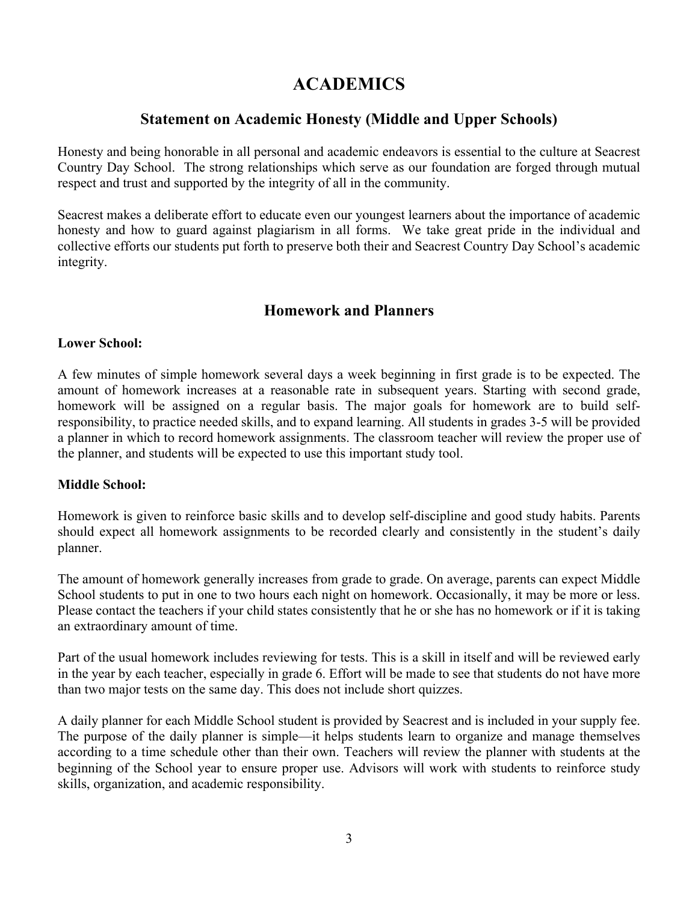# ACADEMICS

## Statement on Academic Honesty (Middle and Upper Schools)

Honesty and being honorable in all personal and academic endeavors is essential to the culture at Seacrest Country Day School. The strong relationships which serve as our foundation are forged through mutual respect and trust and supported by the integrity of all in the community.

Seacrest makes a deliberate effort to educate even our youngest learners about the importance of academic honesty and how to guard against plagiarism in all forms. We take great pride in the individual and collective efforts our students put forth to preserve both their and Seacrest Country Day School's academic integrity.

## Homework and Planners

**Lower School:**

A few minutes of simple homework several days a week beginning in first grade is to be expected. The amount of homework increases at a reasonable rate in subsequent years. Starting with second grade, homework will be assigned on a regular basis. The major goals for homework are to build self-responsibility, to practice needed skills, and to expand learning. All students in grades 3-5 will be provided a planner in which to record homework assignments. The classroom teacher will review the proper use of the planner, and students will be expected to use this important study tool.

**Middle School:**

Homework is given to reinforce basic skills and to develop self-discipline and good study habits. Parents should expect all homework assignments to be recorded clearly and consistently in the student's daily planner.

The amount of homework generally increases from grade to grade. On average, parents can expect Middle School students to put in one to two hours each night on homework. Occasionally, it may be more or less. Please contact the teachers if your child states consistently that he or she has no homework or if it is taking an extraordinary amount of time.

Part of the usual homework includes reviewing for tests. This is a skill in itself and will be reviewed early in the year by each teacher, especially in grade 6. Effort will be made to see that students do not have more than two major tests on the same day. This does not include short quizzes.

A daily planner for each Middle School student is provided by Seacrest and is included in your supply fee. The purpose of the daily planner is simple—it helps students learn to organize and manage themselves according to a time schedule other than their own. Teachers will review the planner with students at the beginning of the School year to ensure proper use. Advisors will work with students to reinforce study skills, organization, and academic responsibility.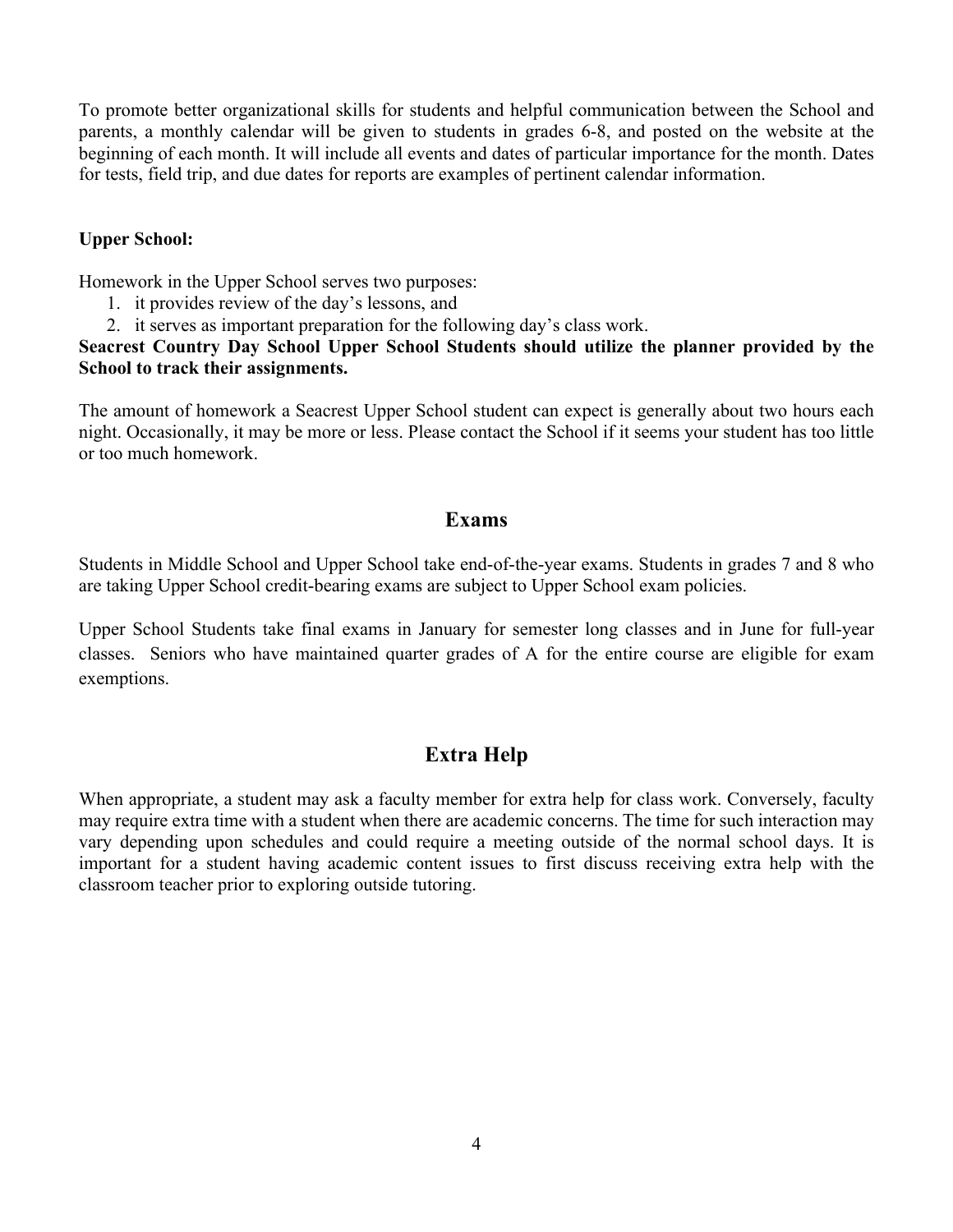To promote better organizational skills for students and helpful communication between the School and parents, a monthly calendar will be given to students in grades 6-8, and posted on the website at the beginning of each month. It will include all events and dates of particular importance for the month. Dates for tests, field trip, and due dates for reports are examples of pertinent calendar information.

**Upper School:**

Homework in the Upper School serves two purposes:

1. it provides review of the day's lessons, and
2. it serves as important preparation for the following day's class work.

**Seacrest Country Day School Upper School Students should utilize the planner provided by the School to track their assignments.**

The amount of homework a Seacrest Upper School student can expect is generally about two hours each night. Occasionally, it may be more or less. Please contact the School if it seems your student has too little or too much homework.

## Exams

Students in Middle School and Upper School take end-of-the-year exams. Students in grades 7 and 8 who are taking Upper School credit-bearing exams are subject to Upper School exam policies.

Upper School Students take final exams in January for semester long classes and in June for full-year classes. Seniors who have maintained quarter grades of A for the entire course are eligible for exam exemptions.

## Extra Help

When appropriate, a student may ask a faculty member for extra help for class work. Conversely, faculty may require extra time with a student when there are academic concerns. The time for such interaction may vary depending upon schedules and could require a meeting outside of the normal school days. It is important for a student having academic content issues to first discuss receiving extra help with the classroom teacher prior to exploring outside tutoring.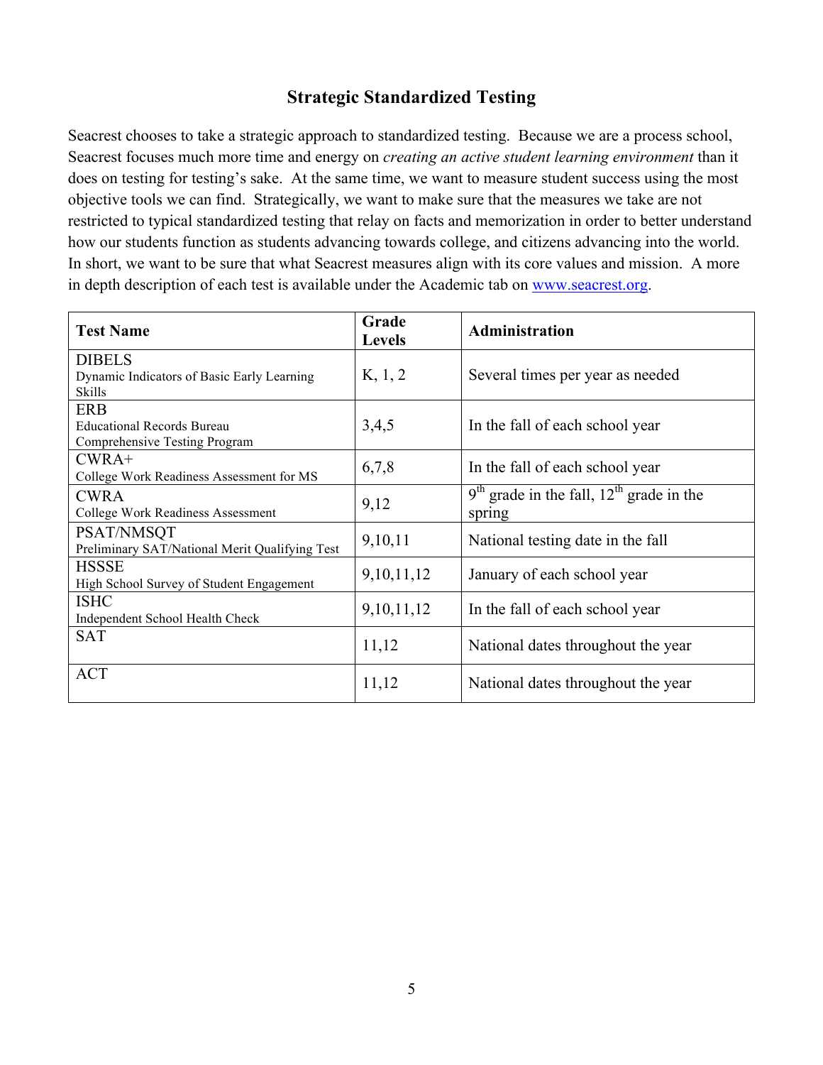## Strategic Standardized Testing

Seacrest chooses to take a strategic approach to standardized testing. Because we are a process school, Seacrest focuses much more time and energy on *creating an active student learning environment* than it does on testing for testing's sake. At the same time, we want to measure student success using the most objective tools we can find. Strategically, we want to make sure that the measures we take are not restricted to typical standardized testing that relay on facts and memorization in order to better understand how our students function as students advancing towards college, and citizens advancing into the world. In short, we want to be sure that what Seacrest measures align with its core values and mission. A more in depth description of each test is available under the Academic tab on www.seacrest.org.

| Test Name | Grade Levels | Administration |
|---|---|---|
| DIBELS<br>Dynamic Indicators of Basic Early Learning Skills | K, 1, 2 | Several times per year as needed |
| ERB<br>Educational Records Bureau<br>Comprehensive Testing Program | 3,4,5 | In the fall of each school year |
| CWRA+<br>College Work Readiness Assessment for MS | 6,7,8 | In the fall of each school year |
| CWRA<br>College Work Readiness Assessment | 9,12 | 9th grade in the fall, 12th grade in the spring |
| PSAT/NMSQT<br>Preliminary SAT/National Merit Qualifying Test | 9,10,11 | National testing date in the fall |
| HSSSE<br>High School Survey of Student Engagement | 9,10,11,12 | January of each school year |
| ISHC<br>Independent School Health Check | 9,10,11,12 | In the fall of each school year |
| SAT | 11,12 | National dates throughout the year |
| ACT | 11,12 | National dates throughout the year |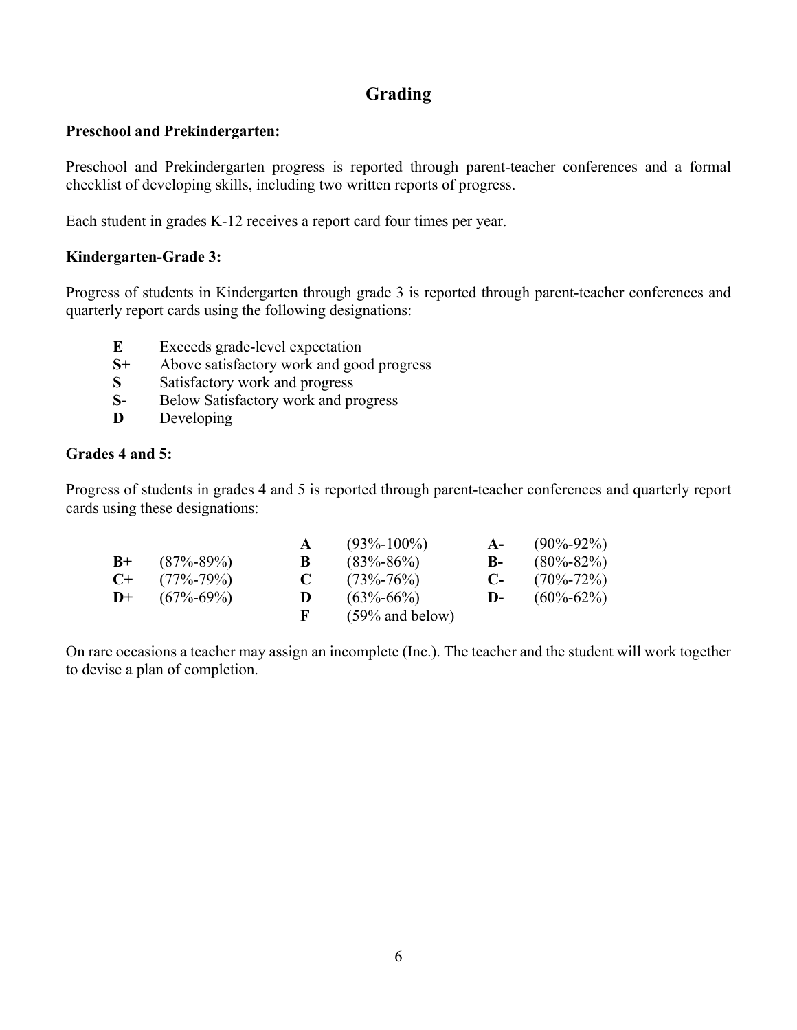# Grading

**Preschool and Prekindergarten:**

Preschool and Prekindergarten progress is reported through parent-teacher conferences and a formal checklist of developing skills, including two written reports of progress.

Each student in grades K-12 receives a report card four times per year.

**Kindergarten-Grade 3:**

Progress of students in Kindergarten through grade 3 is reported through parent-teacher conferences and quarterly report cards using the following designations:

| | |
|---|---|
| **E** | Exceeds grade-level expectation |
| **S+** | Above satisfactory work and good progress |
| **S** | Satisfactory work and progress |
| **S-** | Below Satisfactory work and progress |
| **D** | Developing |

**Grades 4 and 5:**

Progress of students in grades 4 and 5 is reported through parent-teacher conferences and quarterly report cards using these designations:

| | | | | | |
|---|---|---|---|---|---|
| | | **A** | (93%-100%) | **A-** | (90%-92%) |
| **B+** | (87%-89%) | **B** | (83%-86%) | **B-** | (80%-82%) |
| **C+** | (77%-79%) | **C** | (73%-76%) | **C-** | (70%-72%) |
| **D+** | (67%-69%) | **D** | (63%-66%) | **D-** | (60%-62%) |
| | | **F** | (59% and below) | | |

On rare occasions a teacher may assign an incomplete (Inc.). The teacher and the student will work together to devise a plan of completion.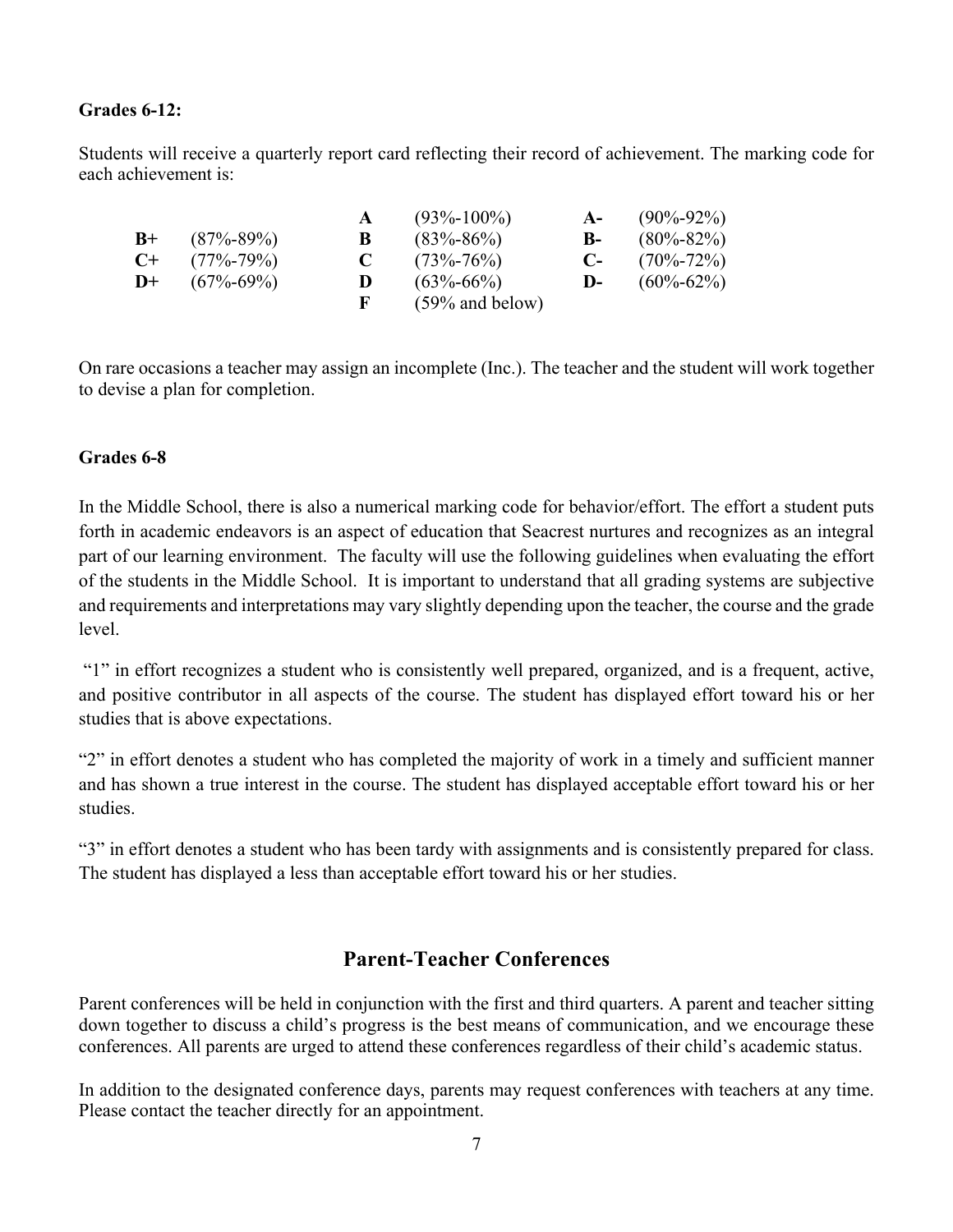**Grades 6-12:**

Students will receive a quarterly report card reflecting their record of achievement. The marking code for each achievement is:

| | | | | | |
|---|---|---|---|---|---|
| | | **A** | (93%-100%) | **A-** | (90%-92%) |
| **B+** | (87%-89%) | **B** | (83%-86%) | **B-** | (80%-82%) |
| **C+** | (77%-79%) | **C** | (73%-76%) | **C-** | (70%-72%) |
| **D+** | (67%-69%) | **D** | (63%-66%) | **D-** | (60%-62%) |
| | | **F** | (59% and below) | | |

On rare occasions a teacher may assign an incomplete (Inc.). The teacher and the student will work together to devise a plan for completion.

**Grades 6-8**

In the Middle School, there is also a numerical marking code for behavior/effort. The effort a student puts forth in academic endeavors is an aspect of education that Seacrest nurtures and recognizes as an integral part of our learning environment. The faculty will use the following guidelines when evaluating the effort of the students in the Middle School. It is important to understand that all grading systems are subjective and requirements and interpretations may vary slightly depending upon the teacher, the course and the grade level.

"1" in effort recognizes a student who is consistently well prepared, organized, and is a frequent, active, and positive contributor in all aspects of the course. The student has displayed effort toward his or her studies that is above expectations.

"2" in effort denotes a student who has completed the majority of work in a timely and sufficient manner and has shown a true interest in the course. The student has displayed acceptable effort toward his or her studies.

"3" in effort denotes a student who has been tardy with assignments and is consistently prepared for class. The student has displayed a less than acceptable effort toward his or her studies.

## Parent-Teacher Conferences

Parent conferences will be held in conjunction with the first and third quarters. A parent and teacher sitting down together to discuss a child's progress is the best means of communication, and we encourage these conferences. All parents are urged to attend these conferences regardless of their child's academic status.

In addition to the designated conference days, parents may request conferences with teachers at any time. Please contact the teacher directly for an appointment.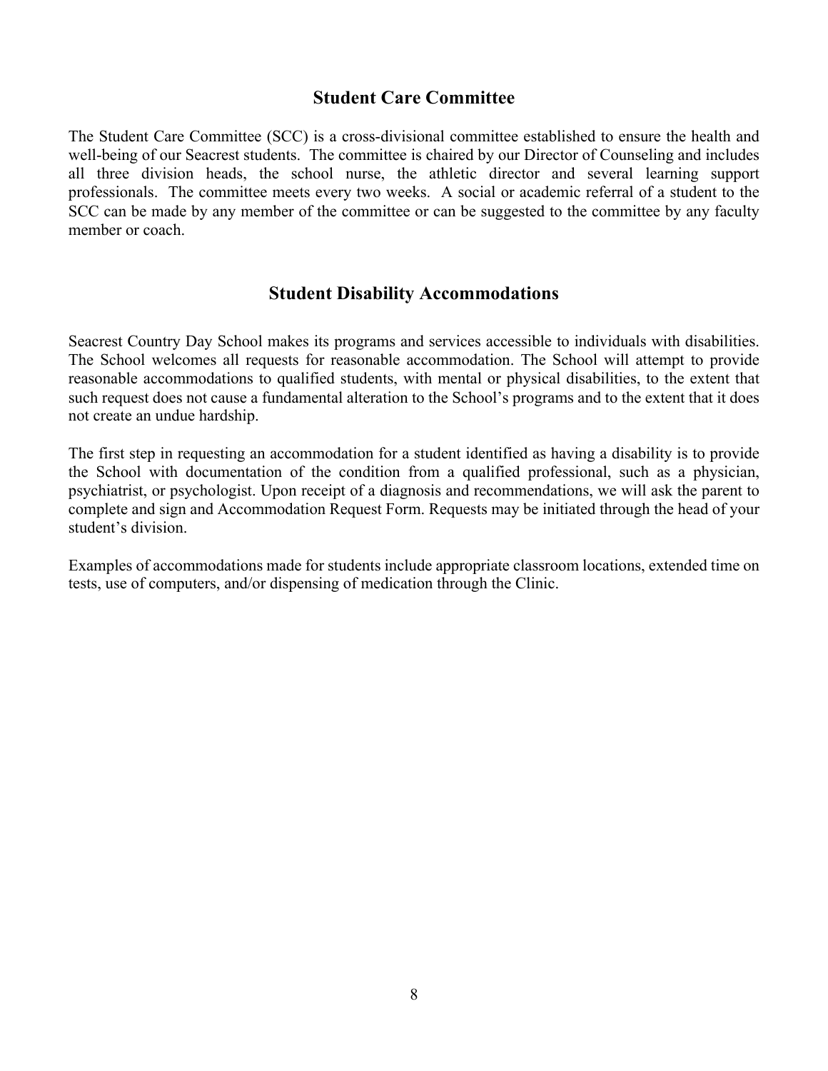## Student Care Committee

The Student Care Committee (SCC) is a cross-divisional committee established to ensure the health and well-being of our Seacrest students. The committee is chaired by our Director of Counseling and includes all three division heads, the school nurse, the athletic director and several learning support professionals. The committee meets every two weeks. A social or academic referral of a student to the SCC can be made by any member of the committee or can be suggested to the committee by any faculty member or coach.

## Student Disability Accommodations

Seacrest Country Day School makes its programs and services accessible to individuals with disabilities. The School welcomes all requests for reasonable accommodation. The School will attempt to provide reasonable accommodations to qualified students, with mental or physical disabilities, to the extent that such request does not cause a fundamental alteration to the School's programs and to the extent that it does not create an undue hardship.

The first step in requesting an accommodation for a student identified as having a disability is to provide the School with documentation of the condition from a qualified professional, such as a physician, psychiatrist, or psychologist. Upon receipt of a diagnosis and recommendations, we will ask the parent to complete and sign and Accommodation Request Form. Requests may be initiated through the head of your student's division.

Examples of accommodations made for students include appropriate classroom locations, extended time on tests, use of computers, and/or dispensing of medication through the Clinic.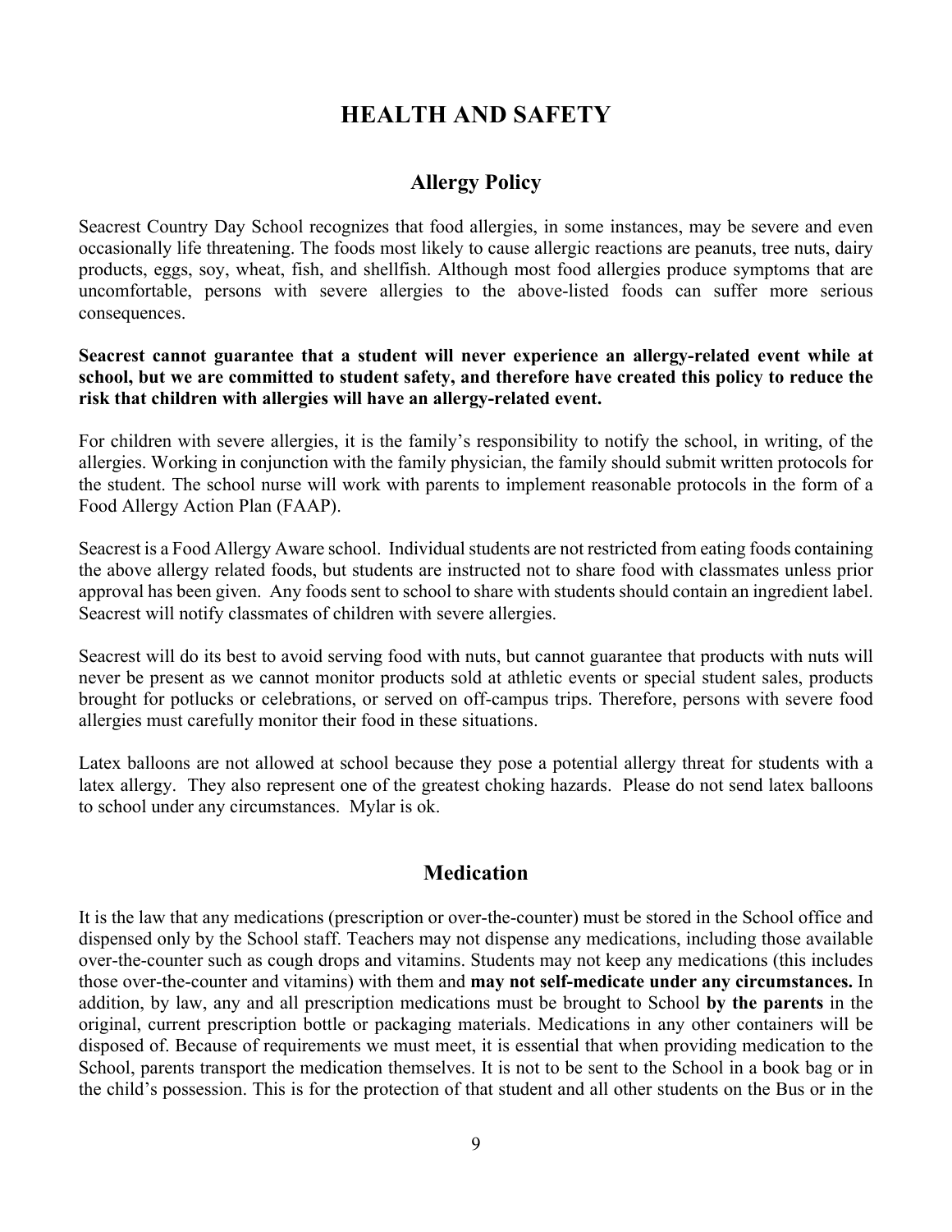# HEALTH AND SAFETY

## Allergy Policy

Seacrest Country Day School recognizes that food allergies, in some instances, may be severe and even occasionally life threatening. The foods most likely to cause allergic reactions are peanuts, tree nuts, dairy products, eggs, soy, wheat, fish, and shellfish. Although most food allergies produce symptoms that are uncomfortable, persons with severe allergies to the above-listed foods can suffer more serious consequences.

**Seacrest cannot guarantee that a student will never experience an allergy-related event while at school, but we are committed to student safety, and therefore have created this policy to reduce the risk that children with allergies will have an allergy-related event.**

For children with severe allergies, it is the family's responsibility to notify the school, in writing, of the allergies. Working in conjunction with the family physician, the family should submit written protocols for the student. The school nurse will work with parents to implement reasonable protocols in the form of a Food Allergy Action Plan (FAAP).

Seacrest is a Food Allergy Aware school. Individual students are not restricted from eating foods containing the above allergy related foods, but students are instructed not to share food with classmates unless prior approval has been given. Any foods sent to school to share with students should contain an ingredient label. Seacrest will notify classmates of children with severe allergies.

Seacrest will do its best to avoid serving food with nuts, but cannot guarantee that products with nuts will never be present as we cannot monitor products sold at athletic events or special student sales, products brought for potlucks or celebrations, or served on off-campus trips. Therefore, persons with severe food allergies must carefully monitor their food in these situations.

Latex balloons are not allowed at school because they pose a potential allergy threat for students with a latex allergy. They also represent one of the greatest choking hazards. Please do not send latex balloons to school under any circumstances. Mylar is ok.

## Medication

It is the law that any medications (prescription or over-the-counter) must be stored in the School office and dispensed only by the School staff. Teachers may not dispense any medications, including those available over-the-counter such as cough drops and vitamins. Students may not keep any medications (this includes those over-the-counter and vitamins) with them and **may not self-medicate under any circumstances.** In addition, by law, any and all prescription medications must be brought to School **by the parents** in the original, current prescription bottle or packaging materials. Medications in any other containers will be disposed of. Because of requirements we must meet, it is essential that when providing medication to the School, parents transport the medication themselves. It is not to be sent to the School in a book bag or in the child's possession. This is for the protection of that student and all other students on the Bus or in the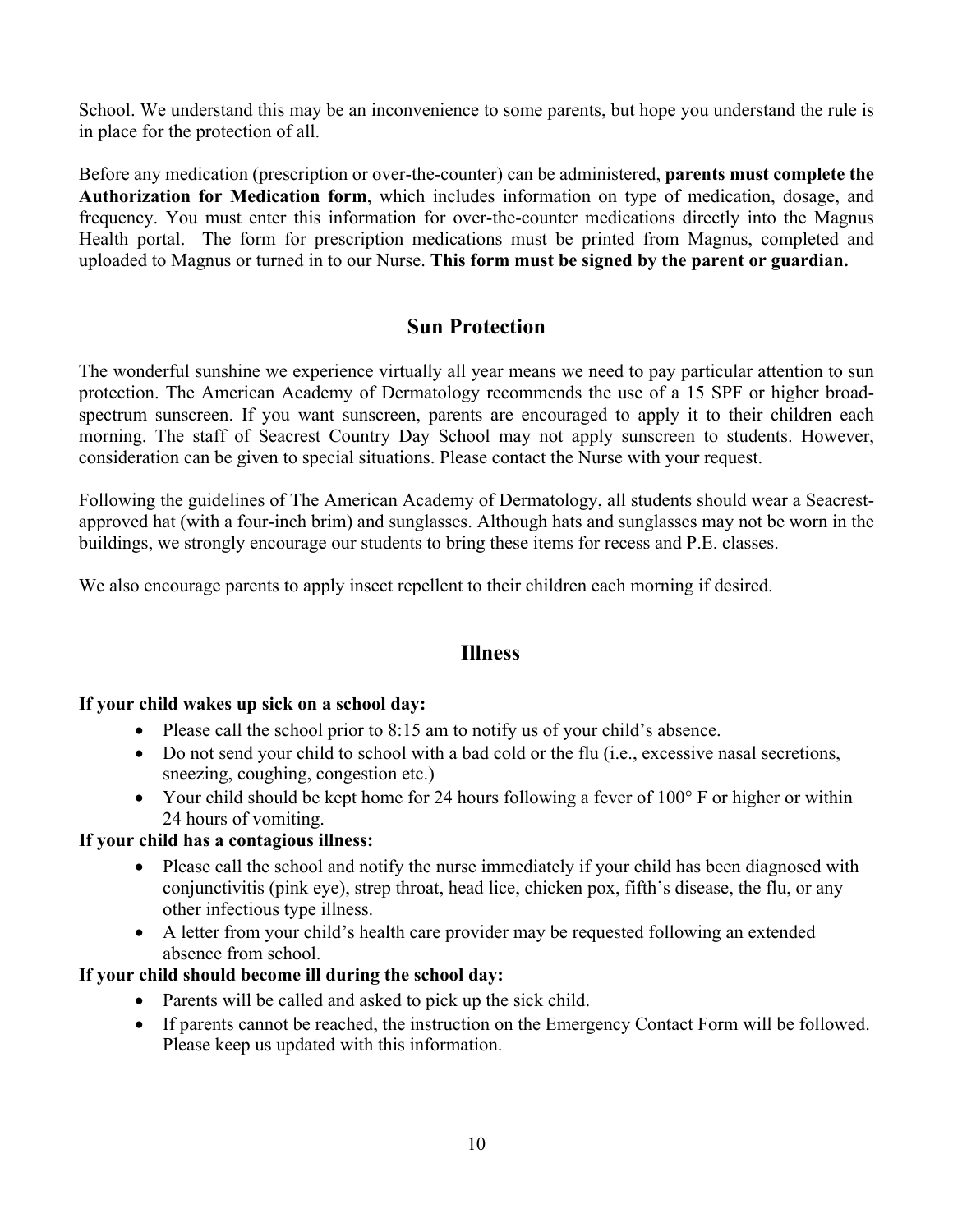School. We understand this may be an inconvenience to some parents, but hope you understand the rule is in place for the protection of all.

Before any medication (prescription or over-the-counter) can be administered, **parents must complete the Authorization for Medication form**, which includes information on type of medication, dosage, and frequency. You must enter this information for over-the-counter medications directly into the Magnus Health portal. The form for prescription medications must be printed from Magnus, completed and uploaded to Magnus or turned in to our Nurse. **This form must be signed by the parent or guardian.**

## Sun Protection

The wonderful sunshine we experience virtually all year means we need to pay particular attention to sun protection. The American Academy of Dermatology recommends the use of a 15 SPF or higher broad-spectrum sunscreen. If you want sunscreen, parents are encouraged to apply it to their children each morning. The staff of Seacrest Country Day School may not apply sunscreen to students. However, consideration can be given to special situations. Please contact the Nurse with your request.

Following the guidelines of The American Academy of Dermatology, all students should wear a Seacrest-approved hat (with a four-inch brim) and sunglasses. Although hats and sunglasses may not be worn in the buildings, we strongly encourage our students to bring these items for recess and P.E. classes.

We also encourage parents to apply insect repellent to their children each morning if desired.

## Illness

**If your child wakes up sick on a school day:**

- Please call the school prior to 8:15 am to notify us of your child's absence.
- Do not send your child to school with a bad cold or the flu (i.e., excessive nasal secretions, sneezing, coughing, congestion etc.)
- Your child should be kept home for 24 hours following a fever of 100° F or higher or within 24 hours of vomiting.

**If your child has a contagious illness:**

- Please call the school and notify the nurse immediately if your child has been diagnosed with conjunctivitis (pink eye), strep throat, head lice, chicken pox, fifth's disease, the flu, or any other infectious type illness.
- A letter from your child's health care provider may be requested following an extended absence from school.

**If your child should become ill during the school day:**

- Parents will be called and asked to pick up the sick child.
- If parents cannot be reached, the instruction on the Emergency Contact Form will be followed. Please keep us updated with this information.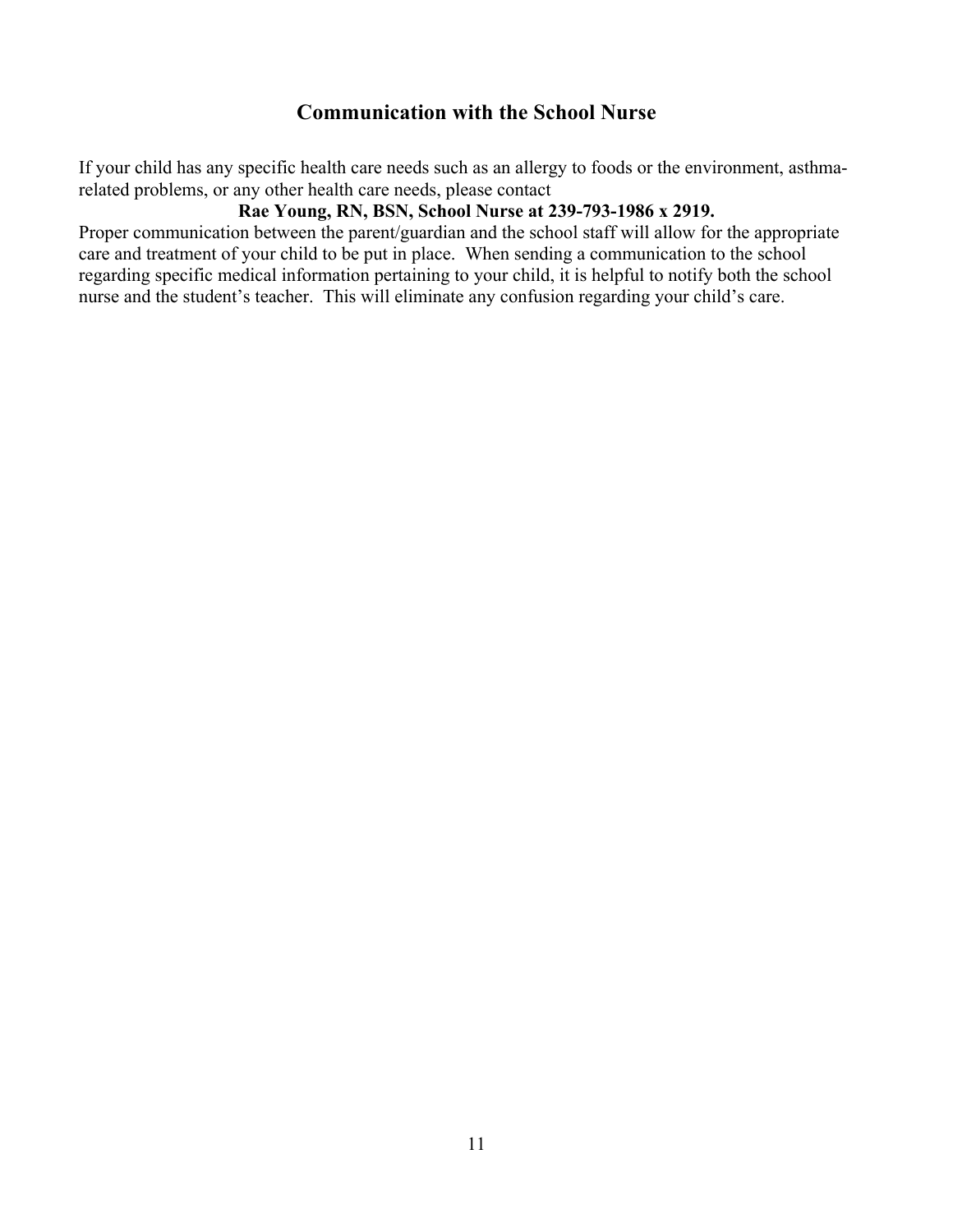## Communication with the School Nurse

If your child has any specific health care needs such as an allergy to foods or the environment, asthma-related problems, or any other health care needs, please contact

**Rae Young, RN, BSN, School Nurse at 239-793-1986 x 2919.**

Proper communication between the parent/guardian and the school staff will allow for the appropriate care and treatment of your child to be put in place. When sending a communication to the school regarding specific medical information pertaining to your child, it is helpful to notify both the school nurse and the student's teacher. This will eliminate any confusion regarding your child's care.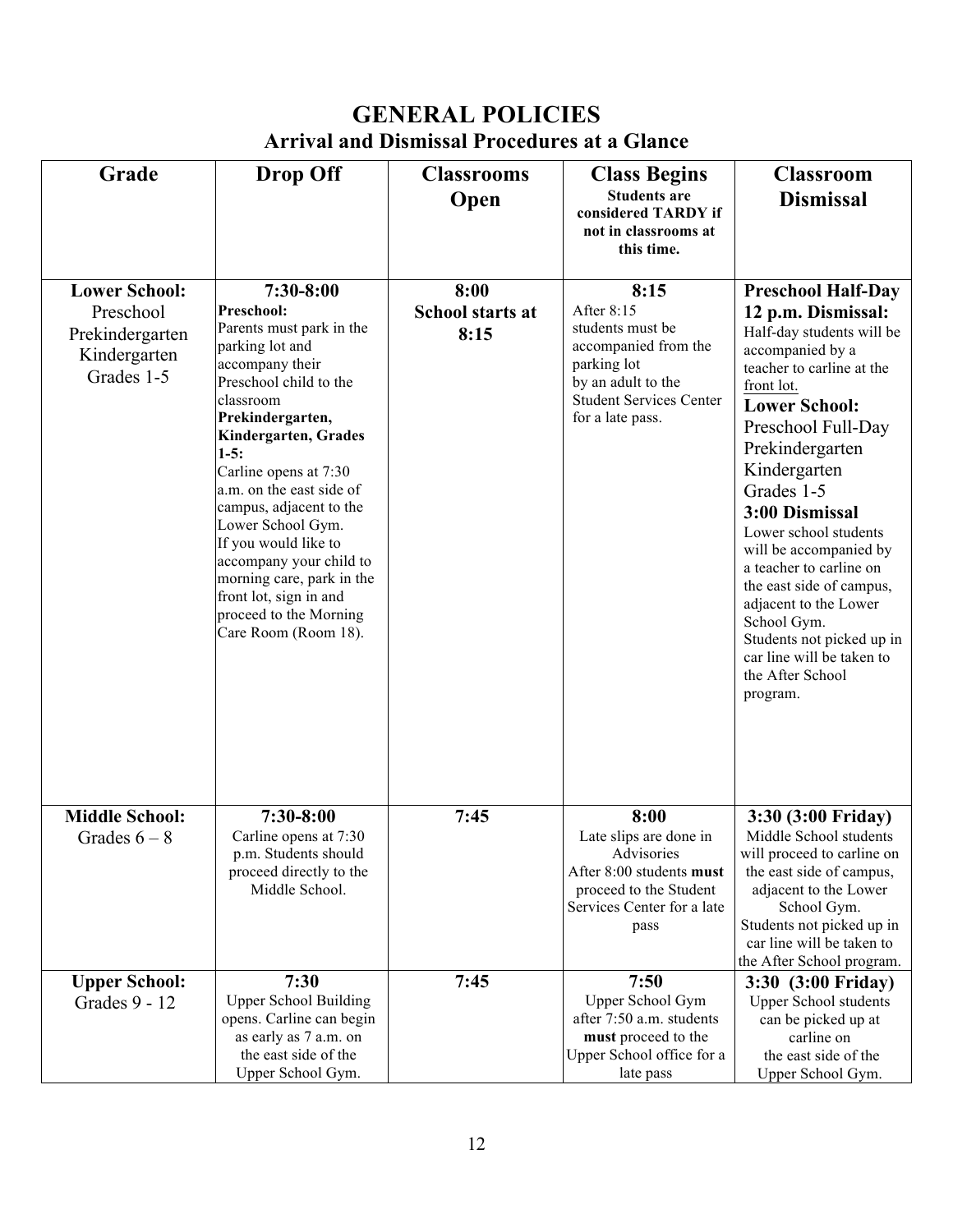# GENERAL POLICIES

## Arrival and Dismissal Procedures at a Glance

| Grade | Drop Off | Classrooms Open | Class Begins<br>**Students are considered TARDY if not in classrooms at this time.** | Classroom Dismissal |
|---|---|---|---|---|
| **Lower School:**<br>Preschool<br>Prekindergarten<br>Kindergarten<br>Grades 1-5 | **7:30-8:00**<br>**Preschool:**<br>Parents must park in the parking lot and accompany their Preschool child to the classroom<br>**Prekindergarten, Kindergarten, Grades 1-5:**<br>Carline opens at 7:30 a.m. on the east side of campus, adjacent to the Lower School Gym.<br>If you would like to accompany your child to morning care, park in the front lot, sign in and proceed to the Morning Care Room (Room 18). | **8:00**<br>**School starts at 8:15** | **8:15**<br>After 8:15 students must be accompanied from the parking lot by an adult to the Student Services Center for a late pass. | **Preschool Half-Day 12 p.m. Dismissal:**<br>Half-day students will be accompanied by a teacher to carline at the front lot.<br>**Lower School:**<br>Preschool Full-Day<br>Prekindergarten<br>Kindergarten<br>Grades 1-5<br>**3:00 Dismissal**<br>Lower school students will be accompanied by a teacher to carline on the east side of campus, adjacent to the Lower School Gym.<br>Students not picked up in car line will be taken to the After School program. |
| **Middle School:**<br>Grades 6 – 8 | **7:30-8:00**<br>Carline opens at 7:30 p.m. Students should proceed directly to the Middle School. | **7:45** | **8:00**<br>Late slips are done in Advisories<br>After 8:00 students **must** proceed to the Student Services Center for a late pass | **3:30 (3:00 Friday)**<br>Middle School students will proceed to carline on the east side of campus, adjacent to the Lower School Gym.<br>Students not picked up in car line will be taken to the After School program. |
| **Upper School:**<br>Grades 9 - 12 | **7:30**<br>Upper School Building opens. Carline can begin as early as 7 a.m. on the east side of the Upper School Gym. | **7:45** | **7:50**<br>Upper School Gym after 7:50 a.m. students **must** proceed to the Upper School office for a late pass | **3:30 (3:00 Friday)**<br>Upper School students can be picked up at carline on the east side of the Upper School Gym. |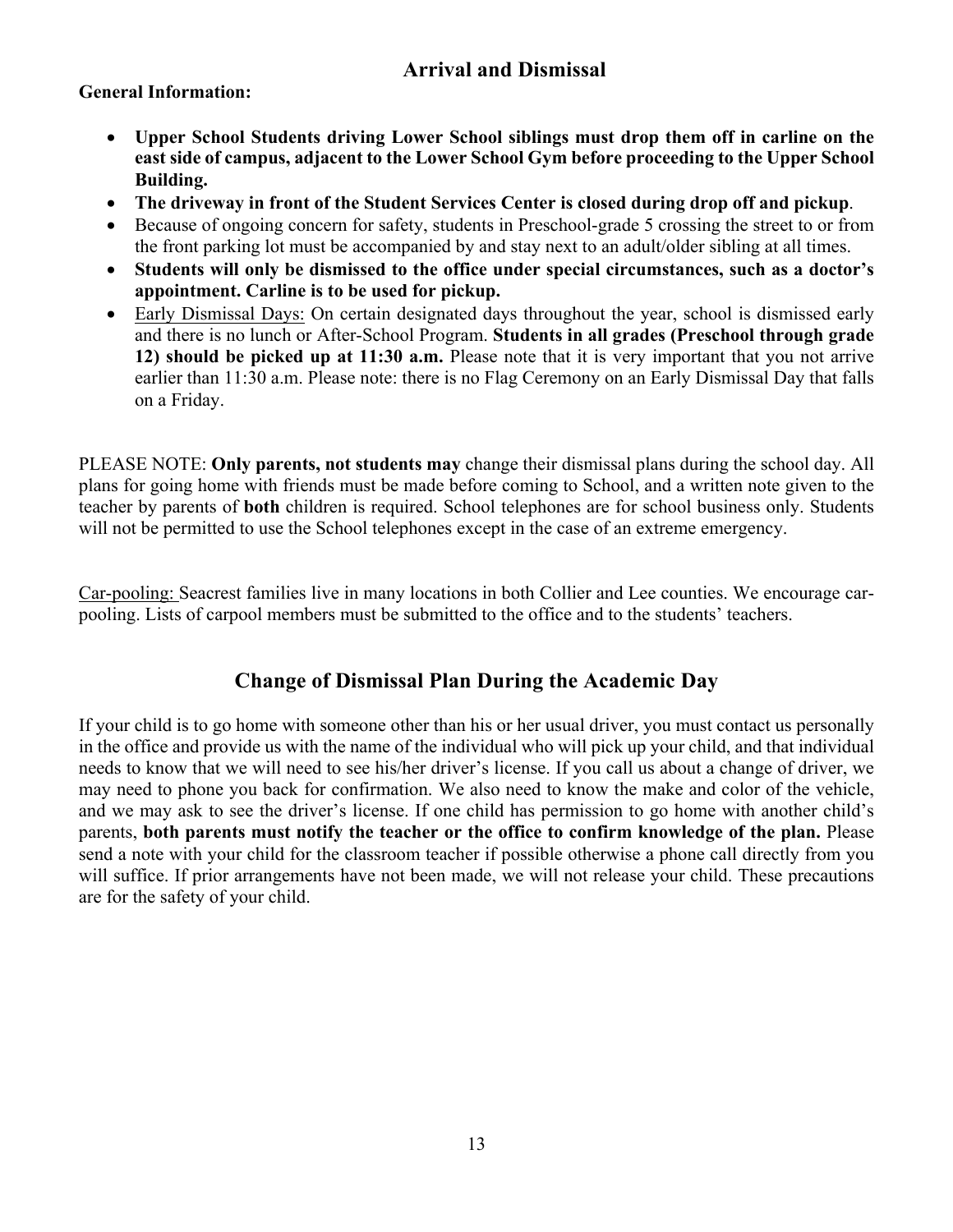## Arrival and Dismissal

**General Information:**

- **Upper School Students driving Lower School siblings must drop them off in carline on the east side of campus, adjacent to the Lower School Gym before proceeding to the Upper School Building.**
- **The driveway in front of the Student Services Center is closed during drop off and pickup**.
- Because of ongoing concern for safety, students in Preschool-grade 5 crossing the street to or from the front parking lot must be accompanied by and stay next to an adult/older sibling at all times.
- **Students will only be dismissed to the office under special circumstances, such as a doctor's appointment. Carline is to be used for pickup.**
- Early Dismissal Days: On certain designated days throughout the year, school is dismissed early and there is no lunch or After-School Program. **Students in all grades (Preschool through grade 12) should be picked up at 11:30 a.m.** Please note that it is very important that you not arrive earlier than 11:30 a.m. Please note: there is no Flag Ceremony on an Early Dismissal Day that falls on a Friday.

PLEASE NOTE: **Only parents, not students may** change their dismissal plans during the school day. All plans for going home with friends must be made before coming to School, and a written note given to the teacher by parents of **both** children is required. School telephones are for school business only. Students will not be permitted to use the School telephones except in the case of an extreme emergency.

Car-pooling: Seacrest families live in many locations in both Collier and Lee counties. We encourage car-pooling. Lists of carpool members must be submitted to the office and to the students' teachers.

## Change of Dismissal Plan During the Academic Day

If your child is to go home with someone other than his or her usual driver, you must contact us personally in the office and provide us with the name of the individual who will pick up your child, and that individual needs to know that we will need to see his/her driver's license. If you call us about a change of driver, we may need to phone you back for confirmation. We also need to know the make and color of the vehicle, and we may ask to see the driver's license. If one child has permission to go home with another child's parents, **both parents must notify the teacher or the office to confirm knowledge of the plan.** Please send a note with your child for the classroom teacher if possible otherwise a phone call directly from you will suffice. If prior arrangements have not been made, we will not release your child. These precautions are for the safety of your child.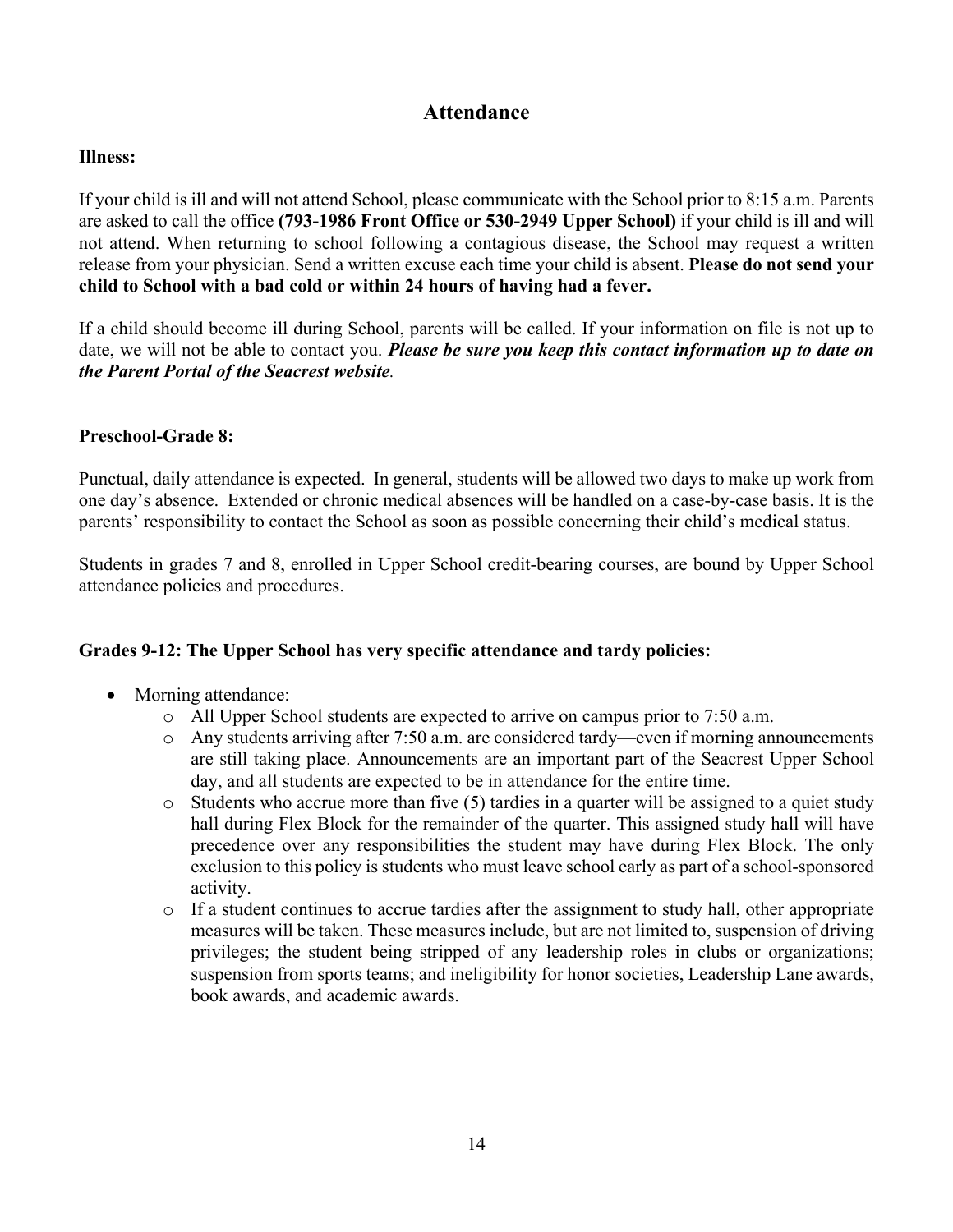## Attendance

**Illness:**

If your child is ill and will not attend School, please communicate with the School prior to 8:15 a.m. Parents are asked to call the office **(793-1986 Front Office or 530-2949 Upper School)** if your child is ill and will not attend. When returning to school following a contagious disease, the School may request a written release from your physician. Send a written excuse each time your child is absent. **Please do not send your child to School with a bad cold or within 24 hours of having had a fever.**

If a child should become ill during School, parents will be called. If your information on file is not up to date, we will not be able to contact you. ***Please be sure you keep this contact information up to date on the Parent Portal of the Seacrest website*.**

**Preschool-Grade 8:**

Punctual, daily attendance is expected. In general, students will be allowed two days to make up work from one day's absence. Extended or chronic medical absences will be handled on a case-by-case basis. It is the parents' responsibility to contact the School as soon as possible concerning their child's medical status.

Students in grades 7 and 8, enrolled in Upper School credit-bearing courses, are bound by Upper School attendance policies and procedures.

**Grades 9-12: The Upper School has very specific attendance and tardy policies:**

- Morning attendance:
  - All Upper School students are expected to arrive on campus prior to 7:50 a.m.
  - Any students arriving after 7:50 a.m. are considered tardy—even if morning announcements are still taking place. Announcements are an important part of the Seacrest Upper School day, and all students are expected to be in attendance for the entire time.
  - Students who accrue more than five (5) tardies in a quarter will be assigned to a quiet study hall during Flex Block for the remainder of the quarter. This assigned study hall will have precedence over any responsibilities the student may have during Flex Block. The only exclusion to this policy is students who must leave school early as part of a school-sponsored activity.
  - If a student continues to accrue tardies after the assignment to study hall, other appropriate measures will be taken. These measures include, but are not limited to, suspension of driving privileges; the student being stripped of any leadership roles in clubs or organizations; suspension from sports teams; and ineligibility for honor societies, Leadership Lane awards, book awards, and academic awards.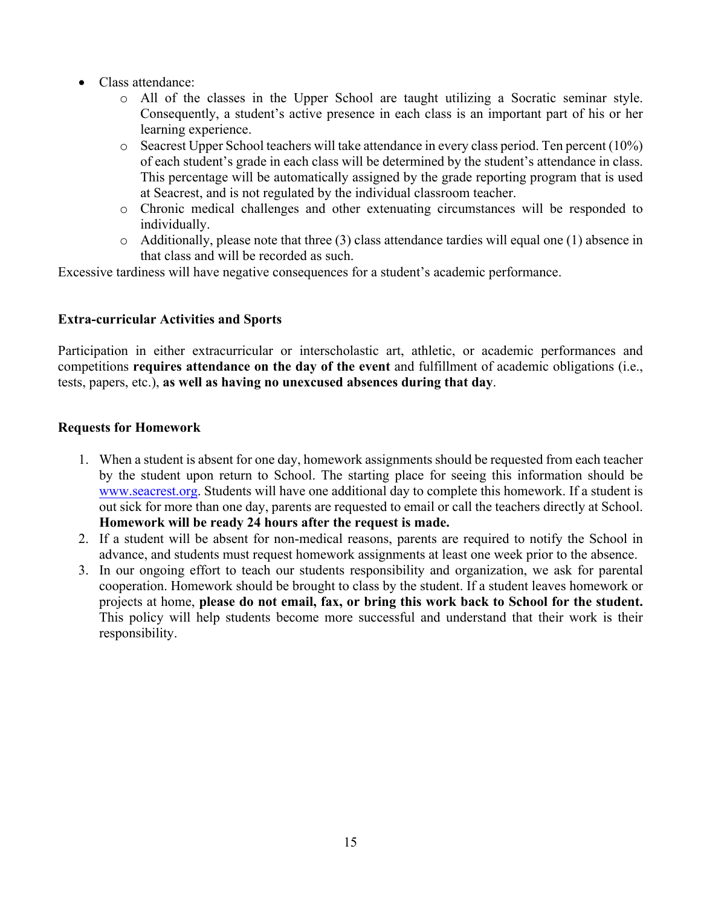- Class attendance:
    - All of the classes in the Upper School are taught utilizing a Socratic seminar style. Consequently, a student's active presence in each class is an important part of his or her learning experience.
    - Seacrest Upper School teachers will take attendance in every class period. Ten percent (10%) of each student's grade in each class will be determined by the student's attendance in class. This percentage will be automatically assigned by the grade reporting program that is used at Seacrest, and is not regulated by the individual classroom teacher.
    - Chronic medical challenges and other extenuating circumstances will be responded to individually.
    - Additionally, please note that three (3) class attendance tardies will equal one (1) absence in that class and will be recorded as such.

Excessive tardiness will have negative consequences for a student's academic performance.

**Extra-curricular Activities and Sports**

Participation in either extracurricular or interscholastic art, athletic, or academic performances and competitions **requires attendance on the day of the event** and fulfillment of academic obligations (i.e., tests, papers, etc.), **as well as having no unexcused absences during that day**.

**Requests for Homework**

1. When a student is absent for one day, homework assignments should be requested from each teacher by the student upon return to School. The starting place for seeing this information should be [www.seacrest.org](http://www.seacrest.org). Students will have one additional day to complete this homework. If a student is out sick for more than one day, parents are requested to email or call the teachers directly at School. **Homework will be ready 24 hours after the request is made.**
2. If a student will be absent for non-medical reasons, parents are required to notify the School in advance, and students must request homework assignments at least one week prior to the absence.
3. In our ongoing effort to teach our students responsibility and organization, we ask for parental cooperation. Homework should be brought to class by the student. If a student leaves homework or projects at home, **please do not email, fax, or bring this work back to School for the student.** This policy will help students become more successful and understand that their work is their responsibility.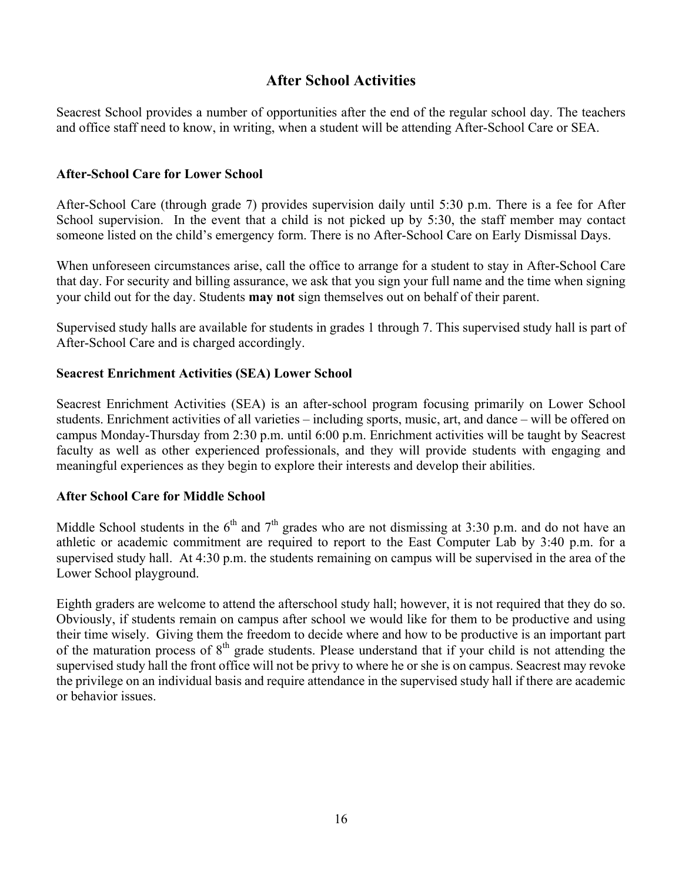# After School Activities

Seacrest School provides a number of opportunities after the end of the regular school day. The teachers and office staff need to know, in writing, when a student will be attending After-School Care or SEA.

### After-School Care for Lower School

After-School Care (through grade 7) provides supervision daily until 5:30 p.m. There is a fee for After School supervision. In the event that a child is not picked up by 5:30, the staff member may contact someone listed on the child's emergency form. There is no After-School Care on Early Dismissal Days.

When unforeseen circumstances arise, call the office to arrange for a student to stay in After-School Care that day. For security and billing assurance, we ask that you sign your full name and the time when signing your child out for the day. Students **may not** sign themselves out on behalf of their parent.

Supervised study halls are available for students in grades 1 through 7. This supervised study hall is part of After-School Care and is charged accordingly.

### Seacrest Enrichment Activities (SEA) Lower School

Seacrest Enrichment Activities (SEA) is an after-school program focusing primarily on Lower School students. Enrichment activities of all varieties – including sports, music, art, and dance – will be offered on campus Monday-Thursday from 2:30 p.m. until 6:00 p.m. Enrichment activities will be taught by Seacrest faculty as well as other experienced professionals, and they will provide students with engaging and meaningful experiences as they begin to explore their interests and develop their abilities.

### After School Care for Middle School

Middle School students in the 6th and 7th grades who are not dismissing at 3:30 p.m. and do not have an athletic or academic commitment are required to report to the East Computer Lab by 3:40 p.m. for a supervised study hall. At 4:30 p.m. the students remaining on campus will be supervised in the area of the Lower School playground.

Eighth graders are welcome to attend the afterschool study hall; however, it is not required that they do so. Obviously, if students remain on campus after school we would like for them to be productive and using their time wisely. Giving them the freedom to decide where and how to be productive is an important part of the maturation process of 8th grade students. Please understand that if your child is not attending the supervised study hall the front office will not be privy to where he or she is on campus. Seacrest may revoke the privilege on an individual basis and require attendance in the supervised study hall if there are academic or behavior issues.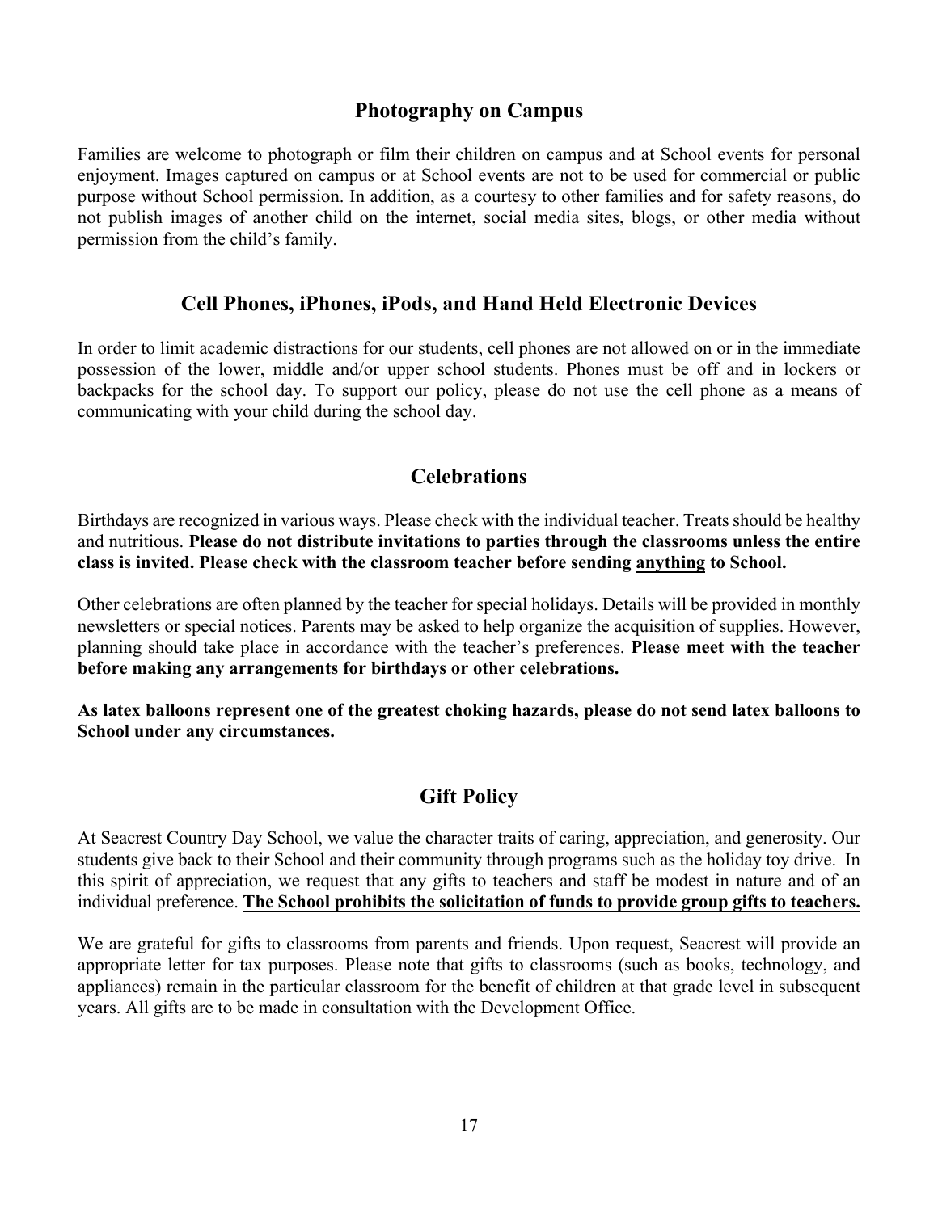## Photography on Campus

Families are welcome to photograph or film their children on campus and at School events for personal enjoyment. Images captured on campus or at School events are not to be used for commercial or public purpose without School permission. In addition, as a courtesy to other families and for safety reasons, do not publish images of another child on the internet, social media sites, blogs, or other media without permission from the child's family.

## Cell Phones, iPhones, iPods, and Hand Held Electronic Devices

In order to limit academic distractions for our students, cell phones are not allowed on or in the immediate possession of the lower, middle and/or upper school students. Phones must be off and in lockers or backpacks for the school day. To support our policy, please do not use the cell phone as a means of communicating with your child during the school day.

## Celebrations

Birthdays are recognized in various ways. Please check with the individual teacher. Treats should be healthy and nutritious. **Please do not distribute invitations to parties through the classrooms unless the entire class is invited. Please check with the classroom teacher before sending <u>anything</u> to School.**

Other celebrations are often planned by the teacher for special holidays. Details will be provided in monthly newsletters or special notices. Parents may be asked to help organize the acquisition of supplies. However, planning should take place in accordance with the teacher's preferences. **Please meet with the teacher before making any arrangements for birthdays or other celebrations.**

**As latex balloons represent one of the greatest choking hazards, please do not send latex balloons to School under any circumstances.**

## Gift Policy

At Seacrest Country Day School, we value the character traits of caring, appreciation, and generosity. Our students give back to their School and their community through programs such as the holiday toy drive. In this spirit of appreciation, we request that any gifts to teachers and staff be modest in nature and of an individual preference. **<u>The School prohibits the solicitation of funds to provide group gifts to teachers.</u>**

We are grateful for gifts to classrooms from parents and friends. Upon request, Seacrest will provide an appropriate letter for tax purposes. Please note that gifts to classrooms (such as books, technology, and appliances) remain in the particular classroom for the benefit of children at that grade level in subsequent years. All gifts are to be made in consultation with the Development Office.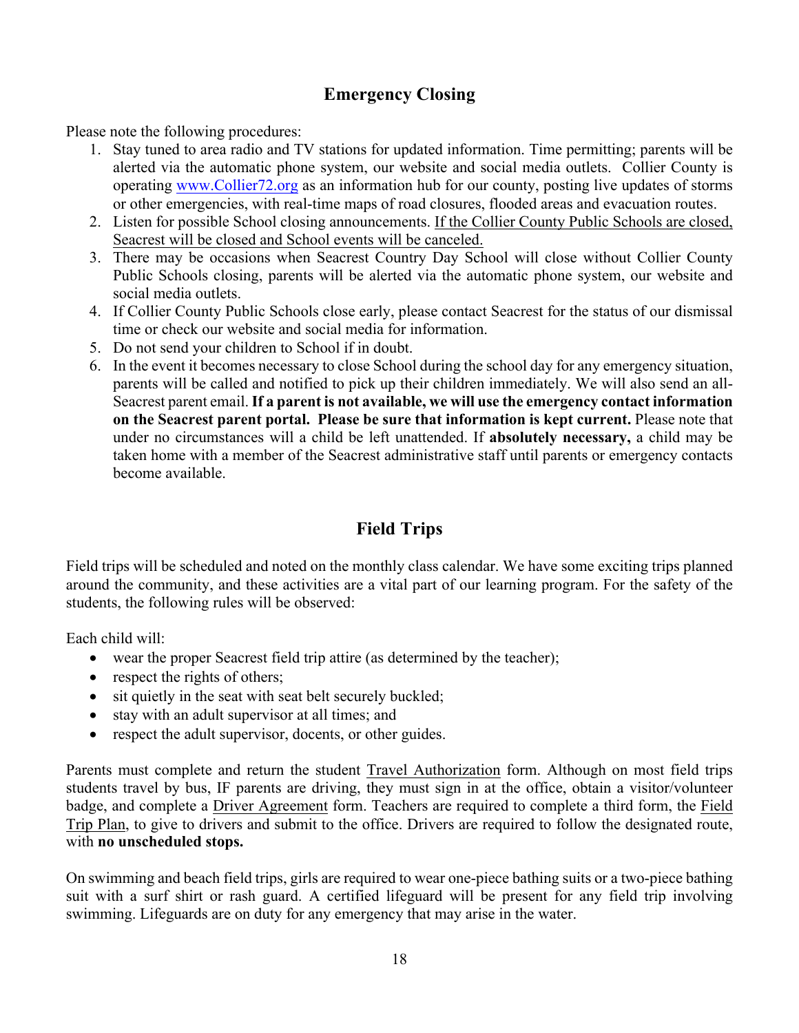## Emergency Closing

Please note the following procedures:

1. Stay tuned to area radio and TV stations for updated information. Time permitting; parents will be alerted via the automatic phone system, our website and social media outlets. Collier County is operating www.Collier72.org as an information hub for our county, posting live updates of storms or other emergencies, with real-time maps of road closures, flooded areas and evacuation routes.
2. Listen for possible School closing announcements. If the Collier County Public Schools are closed, Seacrest will be closed and School events will be canceled.
3. There may be occasions when Seacrest Country Day School will close without Collier County Public Schools closing, parents will be alerted via the automatic phone system, our website and social media outlets.
4. If Collier County Public Schools close early, please contact Seacrest for the status of our dismissal time or check our website and social media for information.
5. Do not send your children to School if in doubt.
6. In the event it becomes necessary to close School during the school day for any emergency situation, parents will be called and notified to pick up their children immediately. We will also send an all-Seacrest parent email. **If a parent is not available, we will use the emergency contact information on the Seacrest parent portal. Please be sure that information is kept current.** Please note that under no circumstances will a child be left unattended. If **absolutely necessary,** a child may be taken home with a member of the Seacrest administrative staff until parents or emergency contacts become available.

## Field Trips

Field trips will be scheduled and noted on the monthly class calendar. We have some exciting trips planned around the community, and these activities are a vital part of our learning program. For the safety of the students, the following rules will be observed:

Each child will:

- wear the proper Seacrest field trip attire (as determined by the teacher);
- respect the rights of others;
- sit quietly in the seat with seat belt securely buckled;
- stay with an adult supervisor at all times; and
- respect the adult supervisor, docents, or other guides.

Parents must complete and return the student Travel Authorization form. Although on most field trips students travel by bus, IF parents are driving, they must sign in at the office, obtain a visitor/volunteer badge, and complete a Driver Agreement form. Teachers are required to complete a third form, the Field Trip Plan, to give to drivers and submit to the office. Drivers are required to follow the designated route, with **no unscheduled stops.**

On swimming and beach field trips, girls are required to wear one-piece bathing suits or a two-piece bathing suit with a surf shirt or rash guard. A certified lifeguard will be present for any field trip involving swimming. Lifeguards are on duty for any emergency that may arise in the water.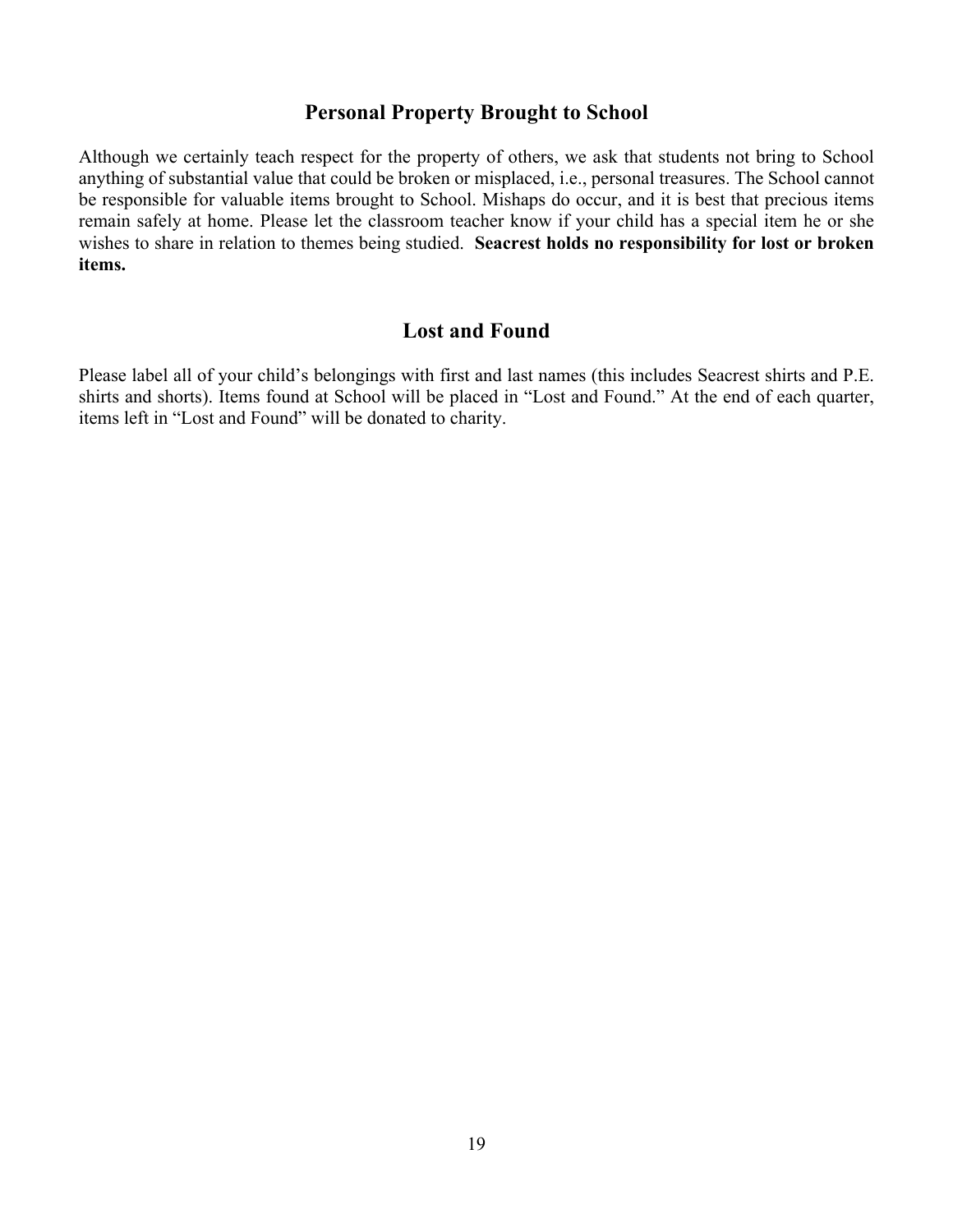## Personal Property Brought to School

Although we certainly teach respect for the property of others, we ask that students not bring to School anything of substantial value that could be broken or misplaced, i.e., personal treasures. The School cannot be responsible for valuable items brought to School. Mishaps do occur, and it is best that precious items remain safely at home. Please let the classroom teacher know if your child has a special item he or she wishes to share in relation to themes being studied. **Seacrest holds no responsibility for lost or broken items.**

## Lost and Found

Please label all of your child's belongings with first and last names (this includes Seacrest shirts and P.E. shirts and shorts). Items found at School will be placed in "Lost and Found." At the end of each quarter, items left in "Lost and Found" will be donated to charity.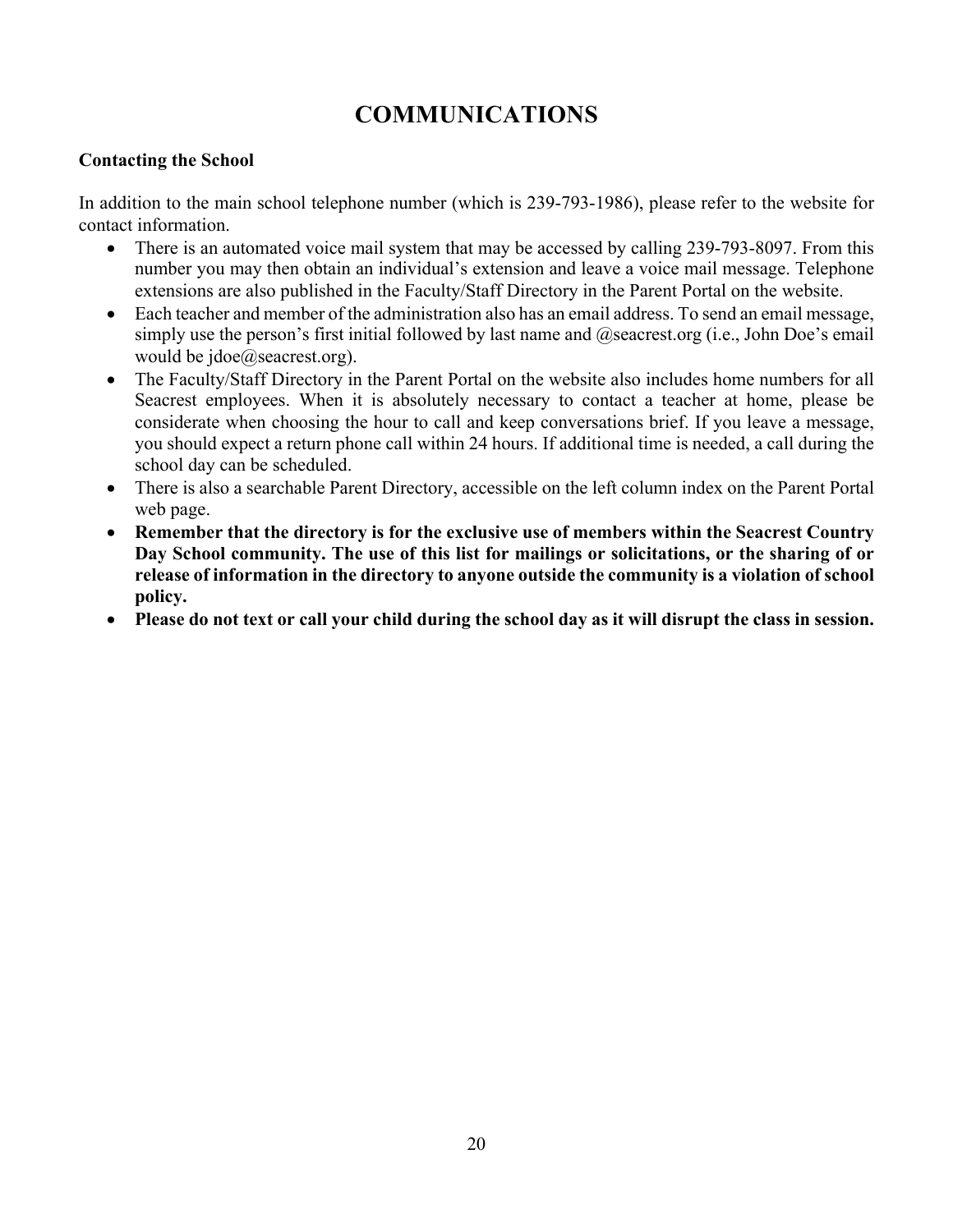# COMMUNICATIONS

**Contacting the School**

In addition to the main school telephone number (which is 239-793-1986), please refer to the website for contact information.

- There is an automated voice mail system that may be accessed by calling 239-793-8097. From this number you may then obtain an individual's extension and leave a voice mail message. Telephone extensions are also published in the Faculty/Staff Directory in the Parent Portal on the website.
- Each teacher and member of the administration also has an email address. To send an email message, simply use the person's first initial followed by last name and @seacrest.org (i.e., John Doe's email would be jdoe@seacrest.org).
- The Faculty/Staff Directory in the Parent Portal on the website also includes home numbers for all Seacrest employees. When it is absolutely necessary to contact a teacher at home, please be considerate when choosing the hour to call and keep conversations brief. If you leave a message, you should expect a return phone call within 24 hours. If additional time is needed, a call during the school day can be scheduled.
- There is also a searchable Parent Directory, accessible on the left column index on the Parent Portal web page.
- **Remember that the directory is for the exclusive use of members within the Seacrest Country Day School community. The use of this list for mailings or solicitations, or the sharing of or release of information in the directory to anyone outside the community is a violation of school policy.**
- **Please do not text or call your child during the school day as it will disrupt the class in session.**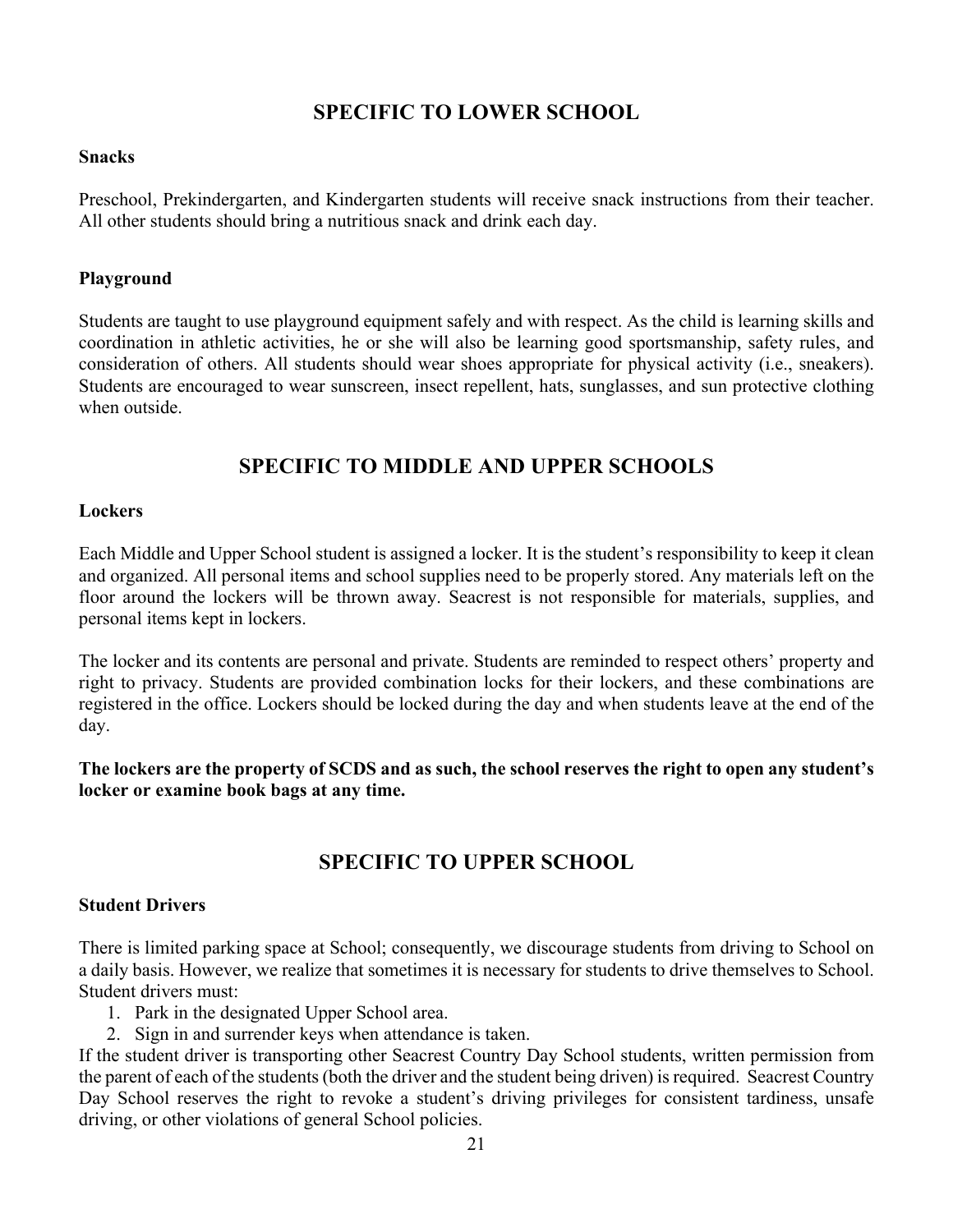## SPECIFIC TO LOWER SCHOOL

### Snacks

Preschool, Prekindergarten, and Kindergarten students will receive snack instructions from their teacher. All other students should bring a nutritious snack and drink each day.

### Playground

Students are taught to use playground equipment safely and with respect. As the child is learning skills and coordination in athletic activities, he or she will also be learning good sportsmanship, safety rules, and consideration of others. All students should wear shoes appropriate for physical activity (i.e., sneakers). Students are encouraged to wear sunscreen, insect repellent, hats, sunglasses, and sun protective clothing when outside.

## SPECIFIC TO MIDDLE AND UPPER SCHOOLS

### Lockers

Each Middle and Upper School student is assigned a locker. It is the student's responsibility to keep it clean and organized. All personal items and school supplies need to be properly stored. Any materials left on the floor around the lockers will be thrown away. Seacrest is not responsible for materials, supplies, and personal items kept in lockers.

The locker and its contents are personal and private. Students are reminded to respect others' property and right to privacy. Students are provided combination locks for their lockers, and these combinations are registered in the office. Lockers should be locked during the day and when students leave at the end of the day.

**The lockers are the property of SCDS and as such, the school reserves the right to open any student's locker or examine book bags at any time.**

## SPECIFIC TO UPPER SCHOOL

### Student Drivers

There is limited parking space at School; consequently, we discourage students from driving to School on a daily basis. However, we realize that sometimes it is necessary for students to drive themselves to School. Student drivers must:

1. Park in the designated Upper School area.
2. Sign in and surrender keys when attendance is taken.

If the student driver is transporting other Seacrest Country Day School students, written permission from the parent of each of the students (both the driver and the student being driven) is required. Seacrest Country Day School reserves the right to revoke a student's driving privileges for consistent tardiness, unsafe driving, or other violations of general School policies.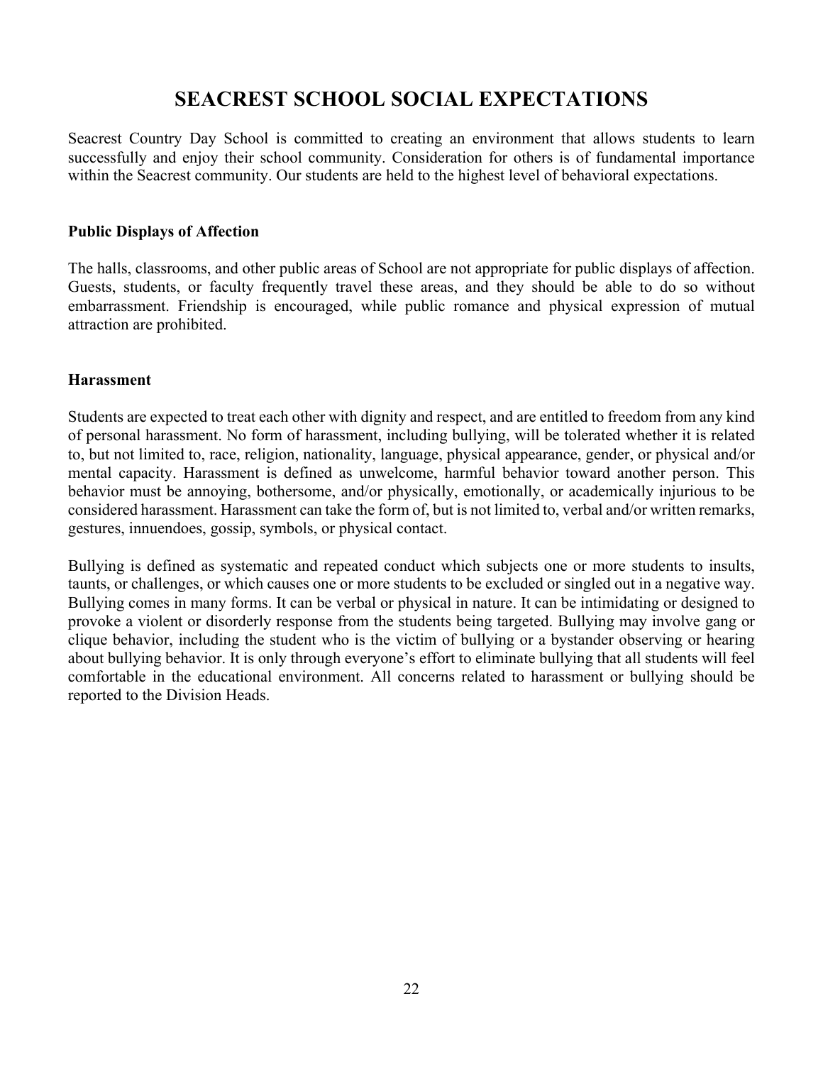# SEACREST SCHOOL SOCIAL EXPECTATIONS

Seacrest Country Day School is committed to creating an environment that allows students to learn successfully and enjoy their school community. Consideration for others is of fundamental importance within the Seacrest community. Our students are held to the highest level of behavioral expectations.

## Public Displays of Affection

The halls, classrooms, and other public areas of School are not appropriate for public displays of affection. Guests, students, or faculty frequently travel these areas, and they should be able to do so without embarrassment. Friendship is encouraged, while public romance and physical expression of mutual attraction are prohibited.

## Harassment

Students are expected to treat each other with dignity and respect, and are entitled to freedom from any kind of personal harassment. No form of harassment, including bullying, will be tolerated whether it is related to, but not limited to, race, religion, nationality, language, physical appearance, gender, or physical and/or mental capacity. Harassment is defined as unwelcome, harmful behavior toward another person. This behavior must be annoying, bothersome, and/or physically, emotionally, or academically injurious to be considered harassment. Harassment can take the form of, but is not limited to, verbal and/or written remarks, gestures, innuendoes, gossip, symbols, or physical contact.

Bullying is defined as systematic and repeated conduct which subjects one or more students to insults, taunts, or challenges, or which causes one or more students to be excluded or singled out in a negative way. Bullying comes in many forms. It can be verbal or physical in nature. It can be intimidating or designed to provoke a violent or disorderly response from the students being targeted. Bullying may involve gang or clique behavior, including the student who is the victim of bullying or a bystander observing or hearing about bullying behavior. It is only through everyone's effort to eliminate bullying that all students will feel comfortable in the educational environment. All concerns related to harassment or bullying should be reported to the Division Heads.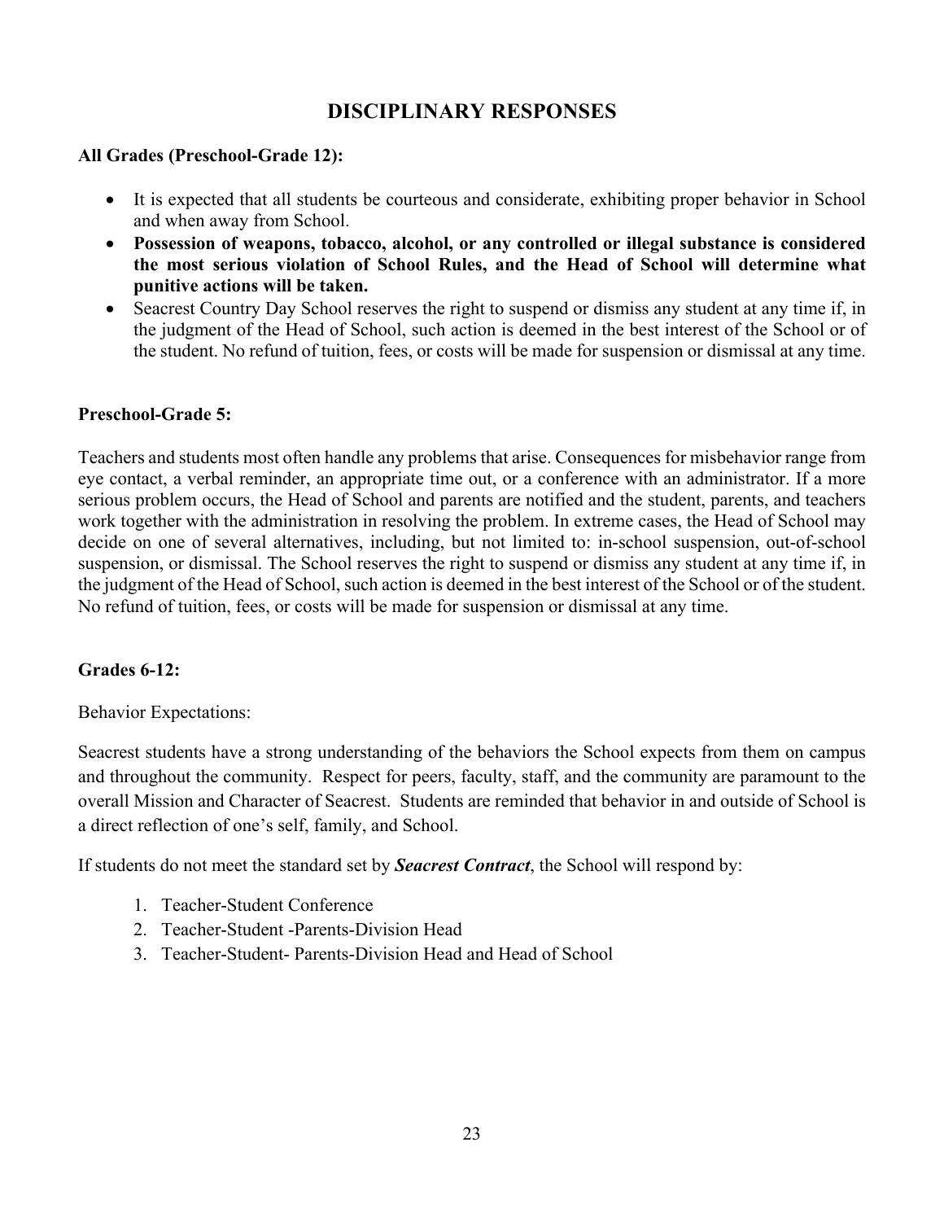# DISCIPLINARY RESPONSES

**All Grades (Preschool-Grade 12):**

- It is expected that all students be courteous and considerate, exhibiting proper behavior in School and when away from School.
- **Possession of weapons, tobacco, alcohol, or any controlled or illegal substance is considered the most serious violation of School Rules, and the Head of School will determine what punitive actions will be taken.**
- Seacrest Country Day School reserves the right to suspend or dismiss any student at any time if, in the judgment of the Head of School, such action is deemed in the best interest of the School or of the student. No refund of tuition, fees, or costs will be made for suspension or dismissal at any time.

**Preschool-Grade 5:**

Teachers and students most often handle any problems that arise. Consequences for misbehavior range from eye contact, a verbal reminder, an appropriate time out, or a conference with an administrator. If a more serious problem occurs, the Head of School and parents are notified and the student, parents, and teachers work together with the administration in resolving the problem. In extreme cases, the Head of School may decide on one of several alternatives, including, but not limited to: in-school suspension, out-of-school suspension, or dismissal. The School reserves the right to suspend or dismiss any student at any time if, in the judgment of the Head of School, such action is deemed in the best interest of the School or of the student. No refund of tuition, fees, or costs will be made for suspension or dismissal at any time.

**Grades 6-12:**

Behavior Expectations:

Seacrest students have a strong understanding of the behaviors the School expects from them on campus and throughout the community. Respect for peers, faculty, staff, and the community are paramount to the overall Mission and Character of Seacrest. Students are reminded that behavior in and outside of School is a direct reflection of one's self, family, and School.

If students do not meet the standard set by ***Seacrest Contract***, the School will respond by:

1. Teacher-Student Conference
2. Teacher-Student -Parents-Division Head
3. Teacher-Student- Parents-Division Head and Head of School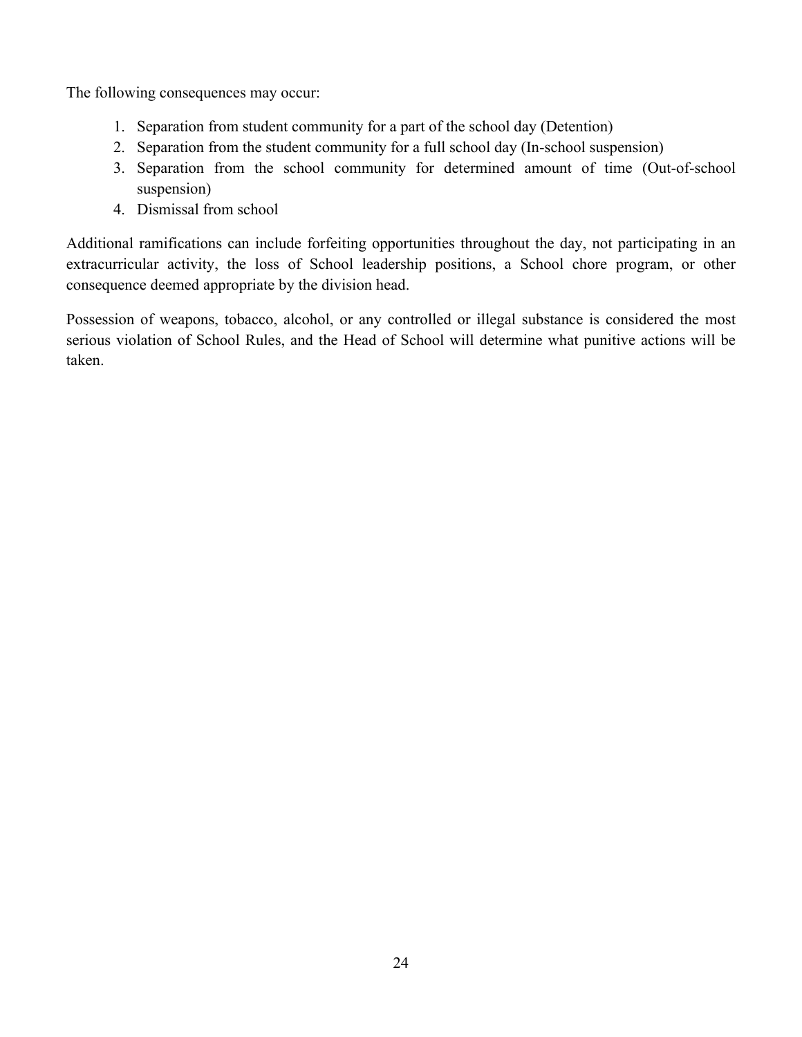The following consequences may occur:

1. Separation from student community for a part of the school day (Detention)
2. Separation from the student community for a full school day (In-school suspension)
3. Separation from the school community for determined amount of time (Out-of-school suspension)
4. Dismissal from school

Additional ramifications can include forfeiting opportunities throughout the day, not participating in an extracurricular activity, the loss of School leadership positions, a School chore program, or other consequence deemed appropriate by the division head.

Possession of weapons, tobacco, alcohol, or any controlled or illegal substance is considered the most serious violation of School Rules, and the Head of School will determine what punitive actions will be taken.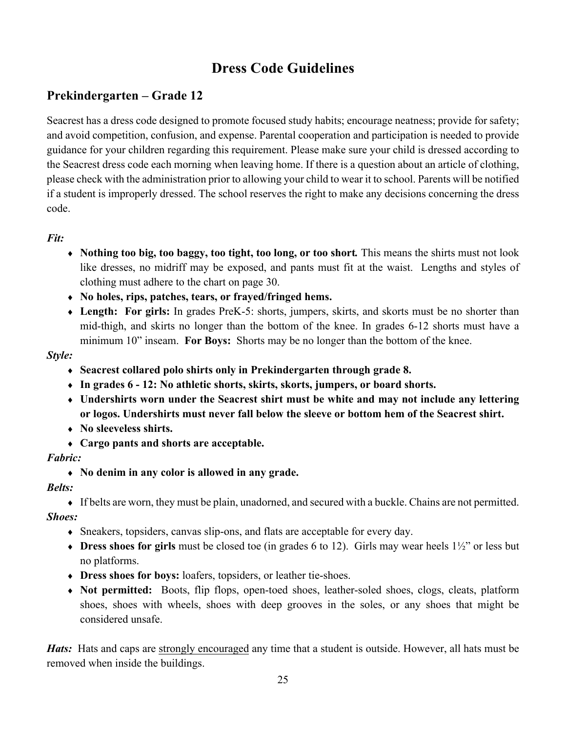# Dress Code Guidelines

## Prekindergarten – Grade 12

Seacrest has a dress code designed to promote focused study habits; encourage neatness; provide for safety; and avoid competition, confusion, and expense. Parental cooperation and participation is needed to provide guidance for your children regarding this requirement. Please make sure your child is dressed according to the Seacrest dress code each morning when leaving home. If there is a question about an article of clothing, please check with the administration prior to allowing your child to wear it to school. Parents will be notified if a student is improperly dressed. The school reserves the right to make any decisions concerning the dress code.

***Fit:***

- **Nothing too big, too baggy, too tight, too long, or too short.** This means the shirts must not look like dresses, no midriff may be exposed, and pants must fit at the waist. Lengths and styles of clothing must adhere to the chart on page 30.
- **No holes, rips, patches, tears, or frayed/fringed hems.**
- **Length: For girls:** In grades PreK-5: shorts, jumpers, skirts, and skorts must be no shorter than mid-thigh, and skirts no longer than the bottom of the knee. In grades 6-12 shorts must have a minimum 10" inseam. **For Boys:** Shorts may be no longer than the bottom of the knee.

***Style:***

- **Seacrest collared polo shirts only in Prekindergarten through grade 8.**
- **In grades 6 - 12: No athletic shorts, skirts, skorts, jumpers, or board shorts.**
- **Undershirts worn under the Seacrest shirt must be white and may not include any lettering or logos. Undershirts must never fall below the sleeve or bottom hem of the Seacrest shirt.**
- **No sleeveless shirts.**
- **Cargo pants and shorts are acceptable.**

***Fabric:***

- **No denim in any color is allowed in any grade.**

***Belts:***

- If belts are worn, they must be plain, unadorned, and secured with a buckle. Chains are not permitted.

***Shoes:***

- Sneakers, topsiders, canvas slip-ons, and flats are acceptable for every day.
- **Dress shoes for girls** must be closed toe (in grades 6 to 12). Girls may wear heels 1½" or less but no platforms.
- **Dress shoes for boys:** loafers, topsiders, or leather tie-shoes.
- **Not permitted:** Boots, flip flops, open-toed shoes, leather-soled shoes, clogs, cleats, platform shoes, shoes with wheels, shoes with deep grooves in the soles, or any shoes that might be considered unsafe.

***Hats:*** Hats and caps are <u>strongly encouraged</u> any time that a student is outside. However, all hats must be removed when inside the buildings.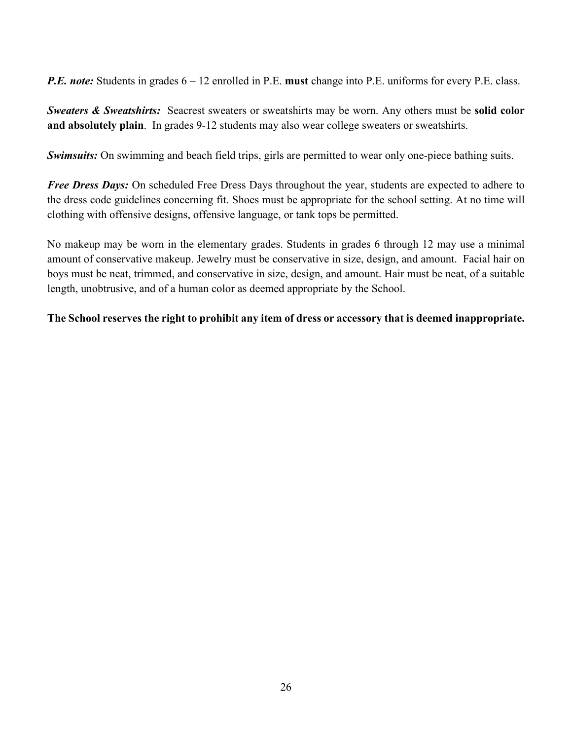***P.E. note:*** Students in grades 6 – 12 enrolled in P.E. **must** change into P.E. uniforms for every P.E. class.

***Sweaters & Sweatshirts:*** Seacrest sweaters or sweatshirts may be worn. Any others must be **solid color and absolutely plain**. In grades 9-12 students may also wear college sweaters or sweatshirts.

***Swimsuits:*** On swimming and beach field trips, girls are permitted to wear only one-piece bathing suits.

***Free Dress Days:*** On scheduled Free Dress Days throughout the year, students are expected to adhere to the dress code guidelines concerning fit. Shoes must be appropriate for the school setting. At no time will clothing with offensive designs, offensive language, or tank tops be permitted.

No makeup may be worn in the elementary grades. Students in grades 6 through 12 may use a minimal amount of conservative makeup. Jewelry must be conservative in size, design, and amount. Facial hair on boys must be neat, trimmed, and conservative in size, design, and amount. Hair must be neat, of a suitable length, unobtrusive, and of a human color as deemed appropriate by the School.

**The School reserves the right to prohibit any item of dress or accessory that is deemed inappropriate.**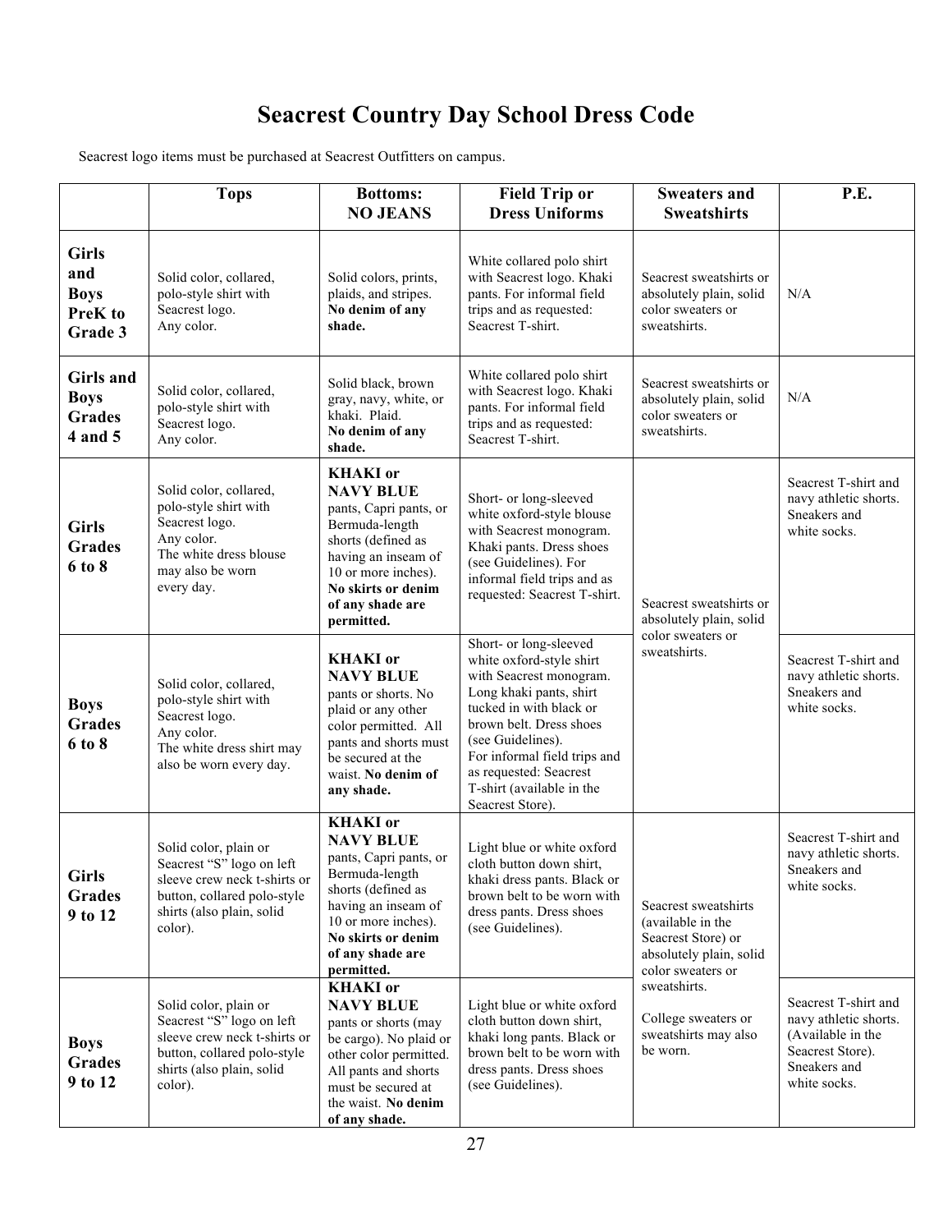# Seacrest Country Day School Dress Code

Seacrest logo items must be purchased at Seacrest Outfitters on campus.

| | Tops | Bottoms: NO JEANS | Field Trip or Dress Uniforms | Sweaters and Sweatshirts | P.E. |
|---|---|---|---|---|---|
| **Girls and Boys PreK to Grade 3** | Solid color, collared, polo-style shirt with Seacrest logo. Any color. | Solid colors, prints, plaids, and stripes. **No denim of any shade.** | White collared polo shirt with Seacrest logo. Khaki pants. For informal field trips and as requested: Seacrest T-shirt. | Seacrest sweatshirts or absolutely plain, solid color sweaters or sweatshirts. | N/A |
| **Girls and Boys Grades 4 and 5** | Solid color, collared, polo-style shirt with Seacrest logo. Any color. | Solid black, brown gray, navy, white, or khaki. Plaid. **No denim of any shade.** | White collared polo shirt with Seacrest logo. Khaki pants. For informal field trips and as requested: Seacrest T-shirt. | Seacrest sweatshirts or absolutely plain, solid color sweaters or sweatshirts. | N/A |
| **Girls Grades 6 to 8** | Solid color, collared, polo-style shirt with Seacrest logo. Any color. The white dress blouse may also be worn every day. | **KHAKI or NAVY BLUE** pants, Capri pants, or Bermuda-length shorts (defined as having an inseam of 10 or more inches). **No skirts or denim of any shade are permitted.** | Short- or long-sleeved white oxford-style blouse with Seacrest monogram. Khaki pants. Dress shoes (see Guidelines). For informal field trips and as requested: Seacrest T-shirt. | Seacrest sweatshirts or absolutely plain, solid color sweaters or sweatshirts. | Seacrest T-shirt and navy athletic shorts. Sneakers and white socks. |
| **Boys Grades 6 to 8** | Solid color, collared, polo-style shirt with Seacrest logo. Any color. The white dress shirt may also be worn every day. | **KHAKI or NAVY BLUE** pants or shorts. No plaid or any other color permitted. All pants and shorts must be secured at the waist. **No denim of any shade.** | Short- or long-sleeved white oxford-style shirt with Seacrest monogram. Long khaki pants, shirt tucked in with black or brown belt. Dress shoes (see Guidelines). For informal field trips and as requested: Seacrest T-shirt (available in the Seacrest Store). | | Seacrest T-shirt and navy athletic shorts. Sneakers and white socks. |
| **Girls Grades 9 to 12** | Solid color, plain or Seacrest "S" logo on left sleeve crew neck t-shirts or button, collared polo-style shirts (also plain, solid color). | **KHAKI or NAVY BLUE** pants, Capri pants, or Bermuda-length shorts (defined as having an inseam of 10 or more inches). **No skirts or denim of any shade are permitted.** | Light blue or white oxford cloth button down shirt, khaki dress pants. Black or brown belt to be worn with dress pants. Dress shoes (see Guidelines). | Seacrest sweatshirts (available in the Seacrest Store) or absolutely plain, solid color sweaters or sweatshirts. College sweaters or sweatshirts may also be worn. | Seacrest T-shirt and navy athletic shorts. Sneakers and white socks. |
| **Boys Grades 9 to 12** | Solid color, plain or Seacrest "S" logo on left sleeve crew neck t-shirts or button, collared polo-style shirts (also plain, solid color). | **KHAKI or NAVY BLUE** pants or shorts (may be cargo). No plaid or other color permitted. All pants and shorts must be secured at the waist. **No denim of any shade.** | Light blue or white oxford cloth button down shirt, khaki long pants. Black or brown belt to be worn with dress pants. Dress shoes (see Guidelines). | | Seacrest T-shirt and navy athletic shorts. (Available in the Seacrest Store). Sneakers and white socks. |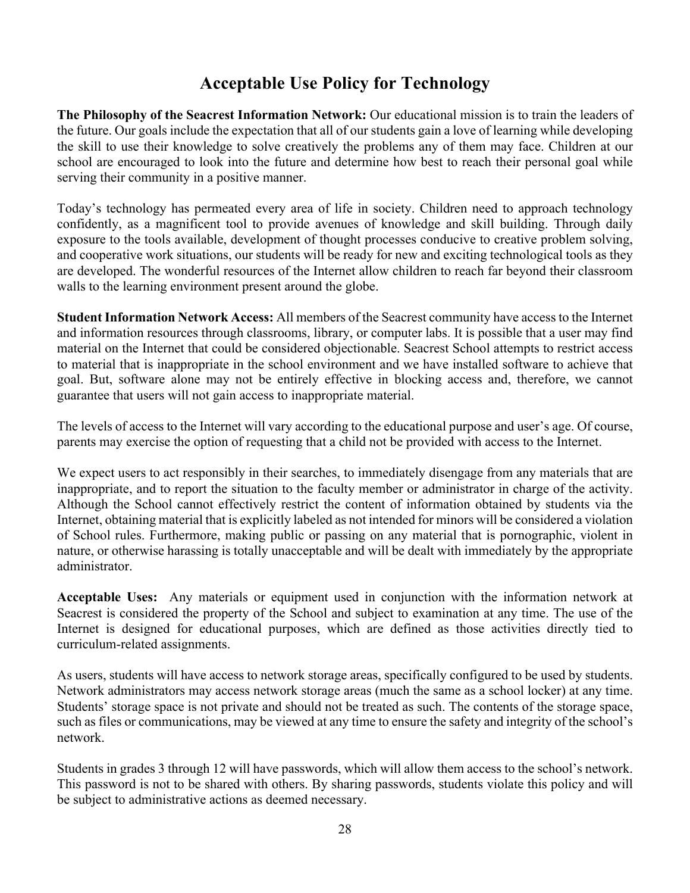# Acceptable Use Policy for Technology

**The Philosophy of the Seacrest Information Network:** Our educational mission is to train the leaders of the future. Our goals include the expectation that all of our students gain a love of learning while developing the skill to use their knowledge to solve creatively the problems any of them may face. Children at our school are encouraged to look into the future and determine how best to reach their personal goal while serving their community in a positive manner.

Today's technology has permeated every area of life in society. Children need to approach technology confidently, as a magnificent tool to provide avenues of knowledge and skill building. Through daily exposure to the tools available, development of thought processes conducive to creative problem solving, and cooperative work situations, our students will be ready for new and exciting technological tools as they are developed. The wonderful resources of the Internet allow children to reach far beyond their classroom walls to the learning environment present around the globe.

**Student Information Network Access:** All members of the Seacrest community have access to the Internet and information resources through classrooms, library, or computer labs. It is possible that a user may find material on the Internet that could be considered objectionable. Seacrest School attempts to restrict access to material that is inappropriate in the school environment and we have installed software to achieve that goal. But, software alone may not be entirely effective in blocking access and, therefore, we cannot guarantee that users will not gain access to inappropriate material.

The levels of access to the Internet will vary according to the educational purpose and user's age. Of course, parents may exercise the option of requesting that a child not be provided with access to the Internet.

We expect users to act responsibly in their searches, to immediately disengage from any materials that are inappropriate, and to report the situation to the faculty member or administrator in charge of the activity. Although the School cannot effectively restrict the content of information obtained by students via the Internet, obtaining material that is explicitly labeled as not intended for minors will be considered a violation of School rules. Furthermore, making public or passing on any material that is pornographic, violent in nature, or otherwise harassing is totally unacceptable and will be dealt with immediately by the appropriate administrator.

**Acceptable Uses:** Any materials or equipment used in conjunction with the information network at Seacrest is considered the property of the School and subject to examination at any time. The use of the Internet is designed for educational purposes, which are defined as those activities directly tied to curriculum-related assignments.

As users, students will have access to network storage areas, specifically configured to be used by students. Network administrators may access network storage areas (much the same as a school locker) at any time. Students' storage space is not private and should not be treated as such. The contents of the storage space, such as files or communications, may be viewed at any time to ensure the safety and integrity of the school's network.

Students in grades 3 through 12 will have passwords, which will allow them access to the school's network. This password is not to be shared with others. By sharing passwords, students violate this policy and will be subject to administrative actions as deemed necessary.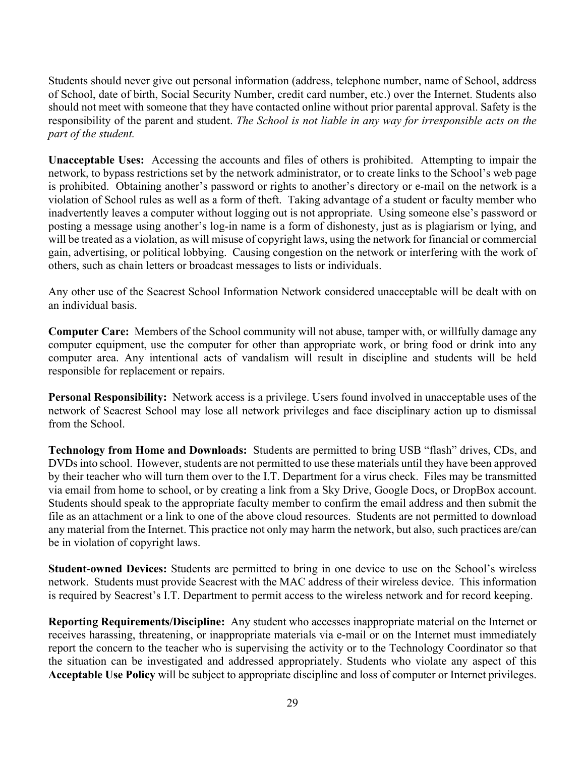Students should never give out personal information (address, telephone number, name of School, address of School, date of birth, Social Security Number, credit card number, etc.) over the Internet. Students also should not meet with someone that they have contacted online without prior parental approval. Safety is the responsibility of the parent and student. *The School is not liable in any way for irresponsible acts on the part of the student.*

**Unacceptable Uses:** Accessing the accounts and files of others is prohibited. Attempting to impair the network, to bypass restrictions set by the network administrator, or to create links to the School's web page is prohibited. Obtaining another's password or rights to another's directory or e-mail on the network is a violation of School rules as well as a form of theft. Taking advantage of a student or faculty member who inadvertently leaves a computer without logging out is not appropriate. Using someone else's password or posting a message using another's log-in name is a form of dishonesty, just as is plagiarism or lying, and will be treated as a violation, as will misuse of copyright laws, using the network for financial or commercial gain, advertising, or political lobbying. Causing congestion on the network or interfering with the work of others, such as chain letters or broadcast messages to lists or individuals.

Any other use of the Seacrest School Information Network considered unacceptable will be dealt with on an individual basis.

**Computer Care:** Members of the School community will not abuse, tamper with, or willfully damage any computer equipment, use the computer for other than appropriate work, or bring food or drink into any computer area. Any intentional acts of vandalism will result in discipline and students will be held responsible for replacement or repairs.

**Personal Responsibility:** Network access is a privilege. Users found involved in unacceptable uses of the network of Seacrest School may lose all network privileges and face disciplinary action up to dismissal from the School.

**Technology from Home and Downloads:** Students are permitted to bring USB "flash" drives, CDs, and DVDs into school. However, students are not permitted to use these materials until they have been approved by their teacher who will turn them over to the I.T. Department for a virus check. Files may be transmitted via email from home to school, or by creating a link from a Sky Drive, Google Docs, or DropBox account. Students should speak to the appropriate faculty member to confirm the email address and then submit the file as an attachment or a link to one of the above cloud resources. Students are not permitted to download any material from the Internet. This practice not only may harm the network, but also, such practices are/can be in violation of copyright laws.

**Student-owned Devices:** Students are permitted to bring in one device to use on the School's wireless network. Students must provide Seacrest with the MAC address of their wireless device. This information is required by Seacrest's I.T. Department to permit access to the wireless network and for record keeping.

**Reporting Requirements/Discipline:** Any student who accesses inappropriate material on the Internet or receives harassing, threatening, or inappropriate materials via e-mail or on the Internet must immediately report the concern to the teacher who is supervising the activity or to the Technology Coordinator so that the situation can be investigated and addressed appropriately. Students who violate any aspect of this **Acceptable Use Policy** will be subject to appropriate discipline and loss of computer or Internet privileges.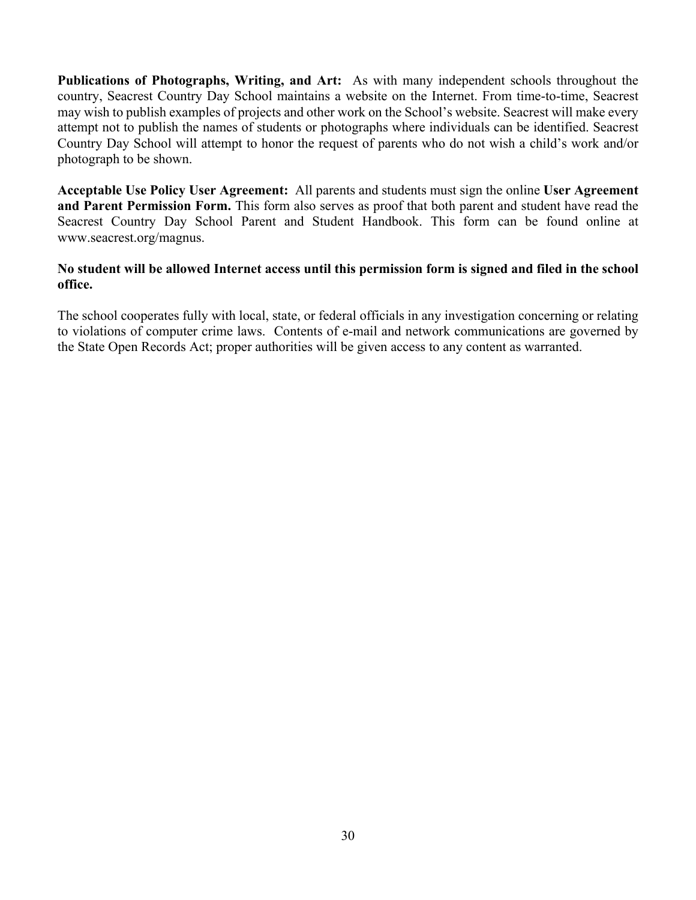**Publications of Photographs, Writing, and Art:** As with many independent schools throughout the country, Seacrest Country Day School maintains a website on the Internet. From time-to-time, Seacrest may wish to publish examples of projects and other work on the School's website. Seacrest will make every attempt not to publish the names of students or photographs where individuals can be identified. Seacrest Country Day School will attempt to honor the request of parents who do not wish a child's work and/or photograph to be shown.

**Acceptable Use Policy User Agreement:** All parents and students must sign the online **User Agreement and Parent Permission Form.** This form also serves as proof that both parent and student have read the Seacrest Country Day School Parent and Student Handbook. This form can be found online at www.seacrest.org/magnus.

**No student will be allowed Internet access until this permission form is signed and filed in the school office.**

The school cooperates fully with local, state, or federal officials in any investigation concerning or relating to violations of computer crime laws. Contents of e-mail and network communications are governed by the State Open Records Act; proper authorities will be given access to any content as warranted.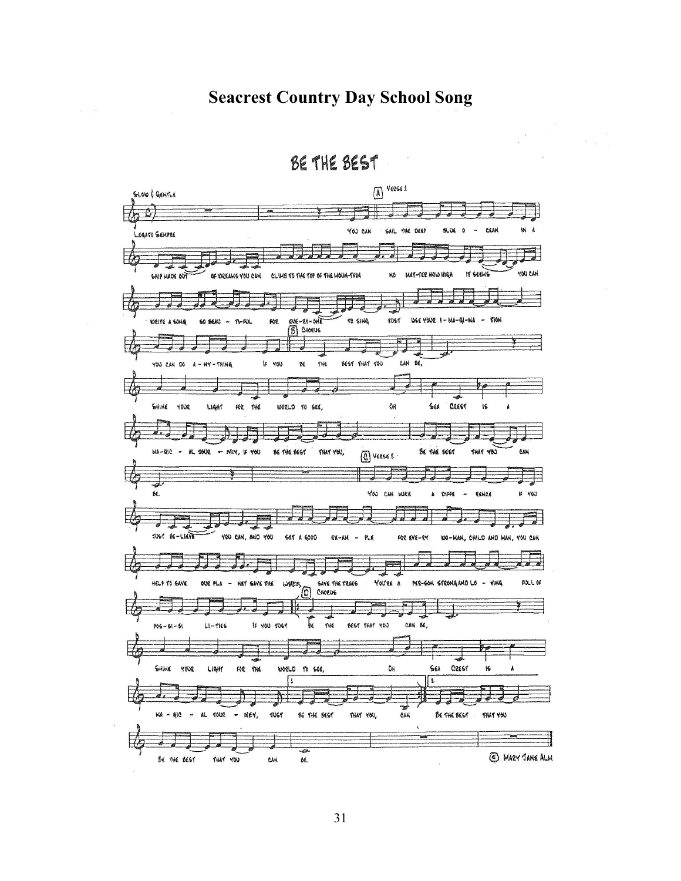# Seacrest Country Day School Song